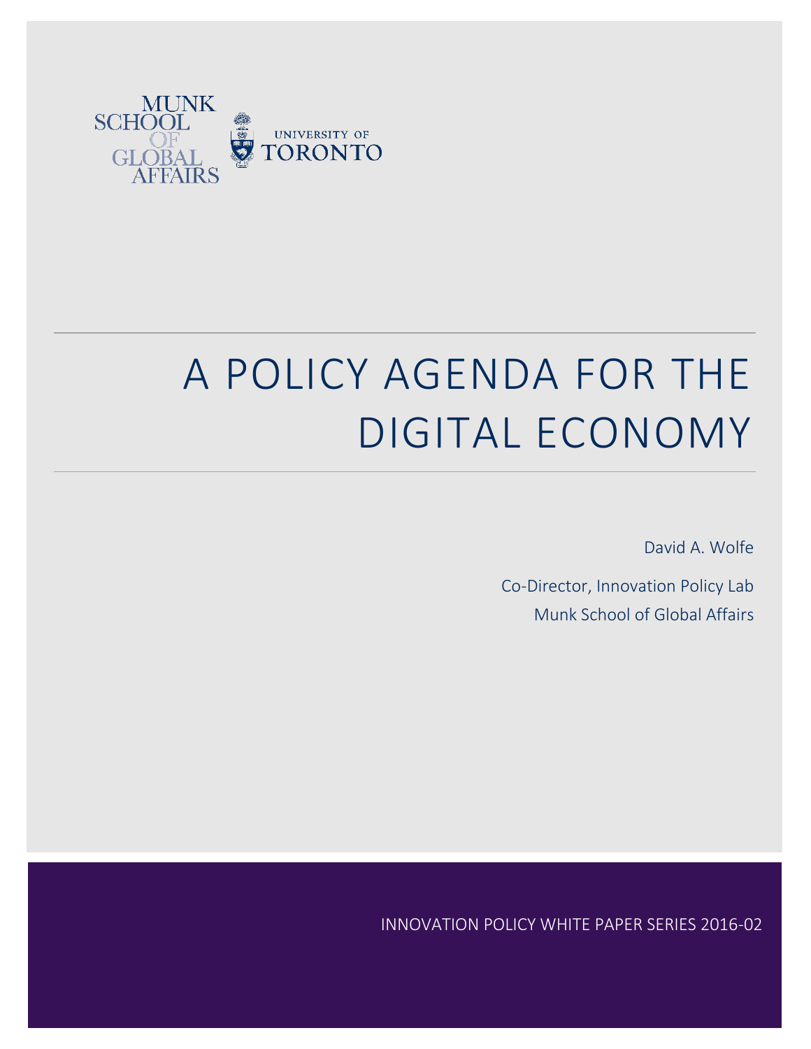MUNK SCHOOL OF GLOBAL AFFAIRS

UNIVERSITY OF TORONTO

# A POLICY AGENDA FOR THE DIGITAL ECONOMY

David A. Wolfe

Co-Director, Innovation Policy Lab

Munk School of Global Affairs

INNOVATION POLICY WHITE PAPER SERIES 2016-02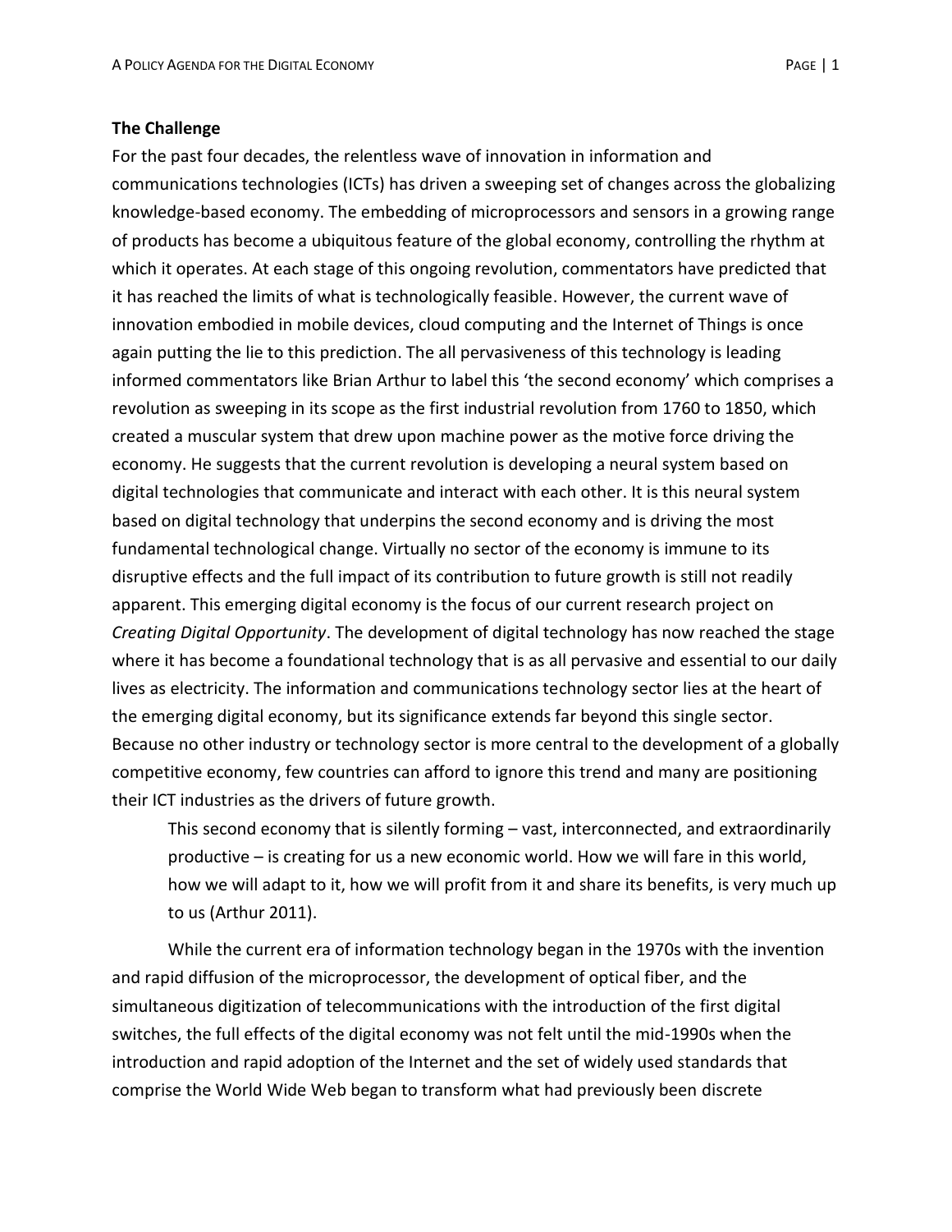**The Challenge**

For the past four decades, the relentless wave of innovation in information and communications technologies (ICTs) has driven a sweeping set of changes across the globalizing knowledge-based economy. The embedding of microprocessors and sensors in a growing range of products has become a ubiquitous feature of the global economy, controlling the rhythm at which it operates. At each stage of this ongoing revolution, commentators have predicted that it has reached the limits of what is technologically feasible. However, the current wave of innovation embodied in mobile devices, cloud computing and the Internet of Things is once again putting the lie to this prediction. The all pervasiveness of this technology is leading informed commentators like Brian Arthur to label this 'the second economy' which comprises a revolution as sweeping in its scope as the first industrial revolution from 1760 to 1850, which created a muscular system that drew upon machine power as the motive force driving the economy. He suggests that the current revolution is developing a neural system based on digital technologies that communicate and interact with each other. It is this neural system based on digital technology that underpins the second economy and is driving the most fundamental technological change. Virtually no sector of the economy is immune to its disruptive effects and the full impact of its contribution to future growth is still not readily apparent. This emerging digital economy is the focus of our current research project on *Creating Digital Opportunity*. The development of digital technology has now reached the stage where it has become a foundational technology that is as all pervasive and essential to our daily lives as electricity. The information and communications technology sector lies at the heart of the emerging digital economy, but its significance extends far beyond this single sector. Because no other industry or technology sector is more central to the development of a globally competitive economy, few countries can afford to ignore this trend and many are positioning their ICT industries as the drivers of future growth.

> This second economy that is silently forming – vast, interconnected, and extraordinarily productive – is creating for us a new economic world. How we will fare in this world, how we will adapt to it, how we will profit from it and share its benefits, is very much up to us (Arthur 2011).

While the current era of information technology began in the 1970s with the invention and rapid diffusion of the microprocessor, the development of optical fiber, and the simultaneous digitization of telecommunications with the introduction of the first digital switches, the full effects of the digital economy was not felt until the mid-1990s when the introduction and rapid adoption of the Internet and the set of widely used standards that comprise the World Wide Web began to transform what had previously been discrete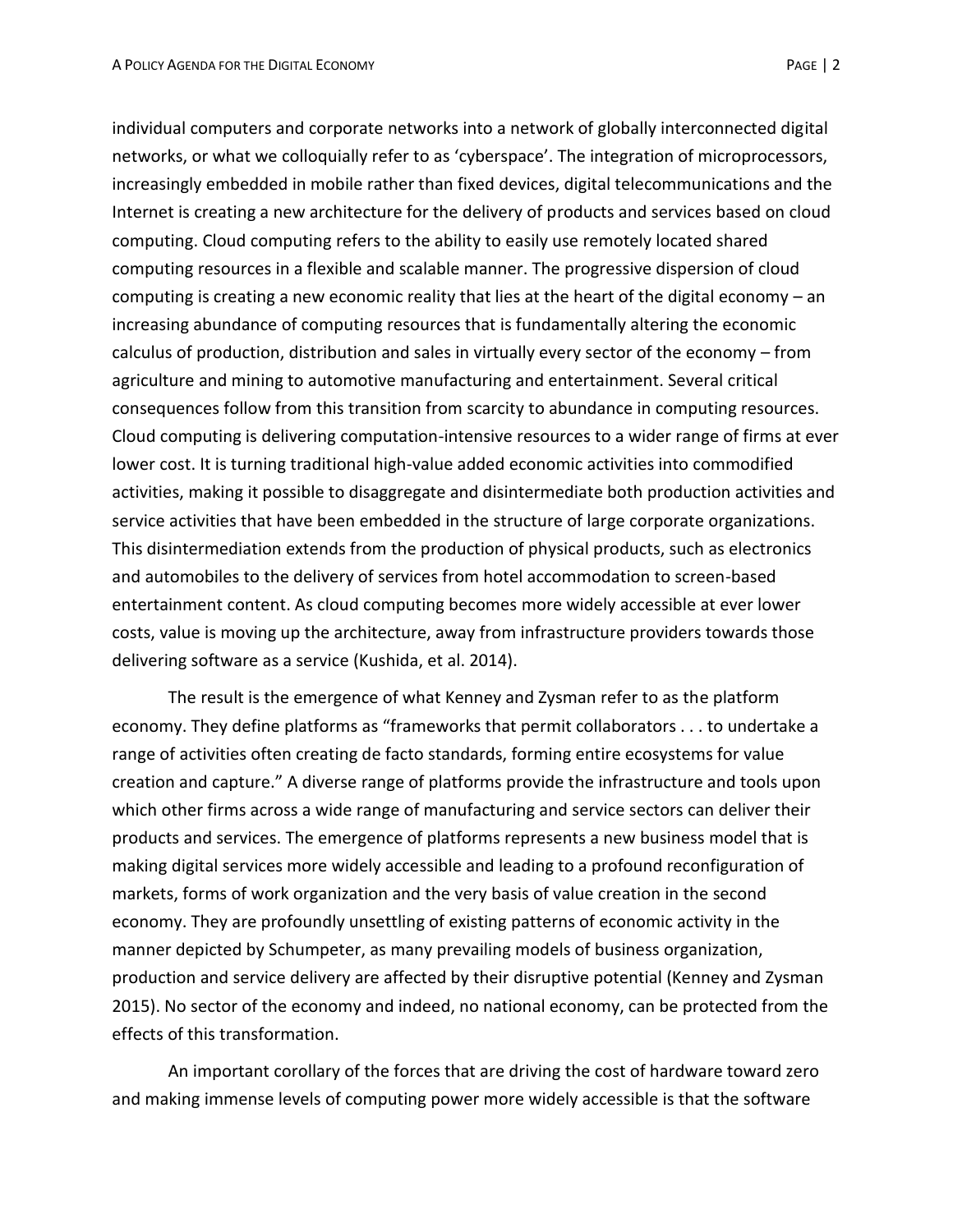individual computers and corporate networks into a network of globally interconnected digital networks, or what we colloquially refer to as 'cyberspace'. The integration of microprocessors, increasingly embedded in mobile rather than fixed devices, digital telecommunications and the Internet is creating a new architecture for the delivery of products and services based on cloud computing. Cloud computing refers to the ability to easily use remotely located shared computing resources in a flexible and scalable manner. The progressive dispersion of cloud computing is creating a new economic reality that lies at the heart of the digital economy – an increasing abundance of computing resources that is fundamentally altering the economic calculus of production, distribution and sales in virtually every sector of the economy – from agriculture and mining to automotive manufacturing and entertainment. Several critical consequences follow from this transition from scarcity to abundance in computing resources. Cloud computing is delivering computation-intensive resources to a wider range of firms at ever lower cost. It is turning traditional high-value added economic activities into commodified activities, making it possible to disaggregate and disintermediate both production activities and service activities that have been embedded in the structure of large corporate organizations. This disintermediation extends from the production of physical products, such as electronics and automobiles to the delivery of services from hotel accommodation to screen-based entertainment content. As cloud computing becomes more widely accessible at ever lower costs, value is moving up the architecture, away from infrastructure providers towards those delivering software as a service (Kushida, et al. 2014).

The result is the emergence of what Kenney and Zysman refer to as the platform economy. They define platforms as "frameworks that permit collaborators . . . to undertake a range of activities often creating de facto standards, forming entire ecosystems for value creation and capture." A diverse range of platforms provide the infrastructure and tools upon which other firms across a wide range of manufacturing and service sectors can deliver their products and services. The emergence of platforms represents a new business model that is making digital services more widely accessible and leading to a profound reconfiguration of markets, forms of work organization and the very basis of value creation in the second economy. They are profoundly unsettling of existing patterns of economic activity in the manner depicted by Schumpeter, as many prevailing models of business organization, production and service delivery are affected by their disruptive potential (Kenney and Zysman 2015). No sector of the economy and indeed, no national economy, can be protected from the effects of this transformation.

An important corollary of the forces that are driving the cost of hardware toward zero and making immense levels of computing power more widely accessible is that the software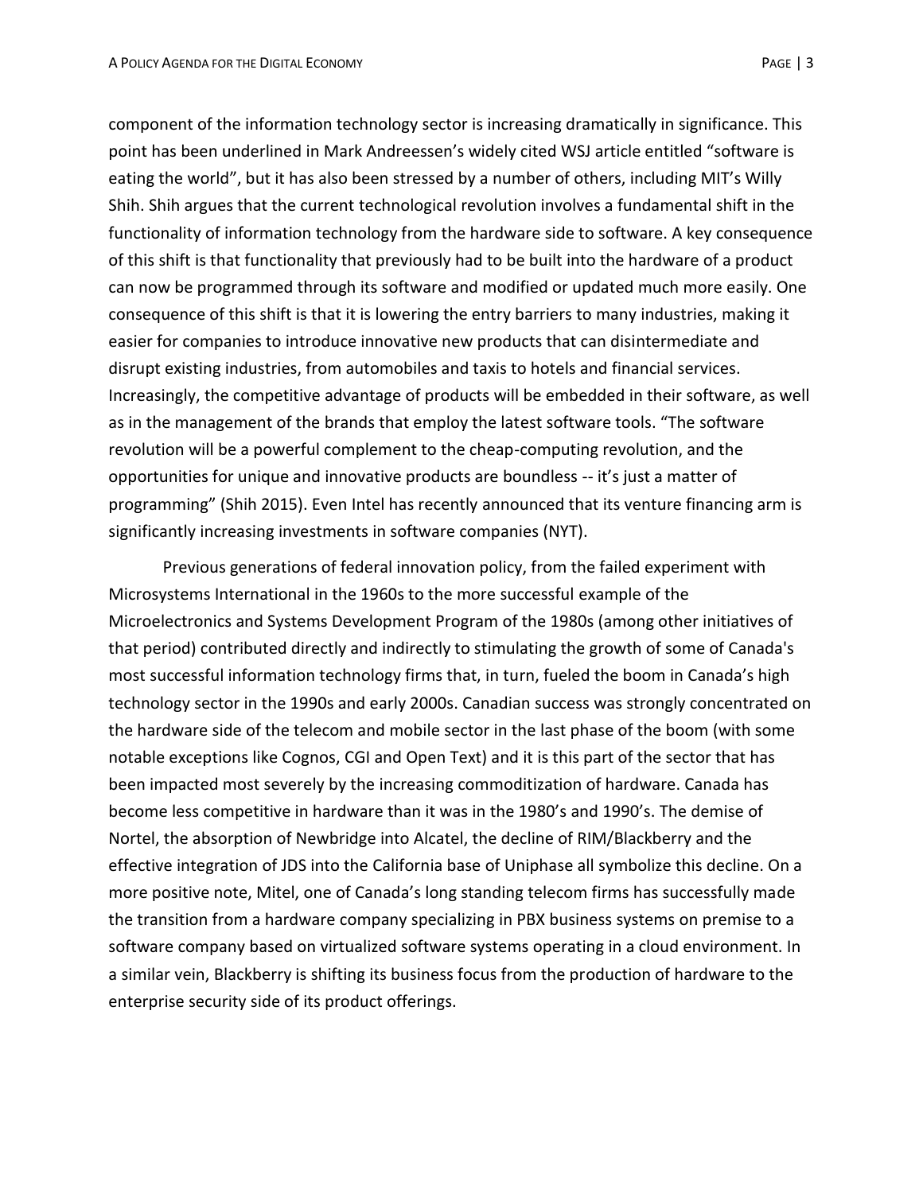component of the information technology sector is increasing dramatically in significance. This point has been underlined in Mark Andreessen's widely cited WSJ article entitled "software is eating the world", but it has also been stressed by a number of others, including MIT's Willy Shih. Shih argues that the current technological revolution involves a fundamental shift in the functionality of information technology from the hardware side to software. A key consequence of this shift is that functionality that previously had to be built into the hardware of a product can now be programmed through its software and modified or updated much more easily. One consequence of this shift is that it is lowering the entry barriers to many industries, making it easier for companies to introduce innovative new products that can disintermediate and disrupt existing industries, from automobiles and taxis to hotels and financial services. Increasingly, the competitive advantage of products will be embedded in their software, as well as in the management of the brands that employ the latest software tools. "The software revolution will be a powerful complement to the cheap-computing revolution, and the opportunities for unique and innovative products are boundless -- it's just a matter of programming" (Shih 2015). Even Intel has recently announced that its venture financing arm is significantly increasing investments in software companies (NYT).

Previous generations of federal innovation policy, from the failed experiment with Microsystems International in the 1960s to the more successful example of the Microelectronics and Systems Development Program of the 1980s (among other initiatives of that period) contributed directly and indirectly to stimulating the growth of some of Canada's most successful information technology firms that, in turn, fueled the boom in Canada's high technology sector in the 1990s and early 2000s. Canadian success was strongly concentrated on the hardware side of the telecom and mobile sector in the last phase of the boom (with some notable exceptions like Cognos, CGI and Open Text) and it is this part of the sector that has been impacted most severely by the increasing commoditization of hardware. Canada has become less competitive in hardware than it was in the 1980's and 1990's. The demise of Nortel, the absorption of Newbridge into Alcatel, the decline of RIM/Blackberry and the effective integration of JDS into the California base of Uniphase all symbolize this decline. On a more positive note, Mitel, one of Canada's long standing telecom firms has successfully made the transition from a hardware company specializing in PBX business systems on premise to a software company based on virtualized software systems operating in a cloud environment. In a similar vein, Blackberry is shifting its business focus from the production of hardware to the enterprise security side of its product offerings.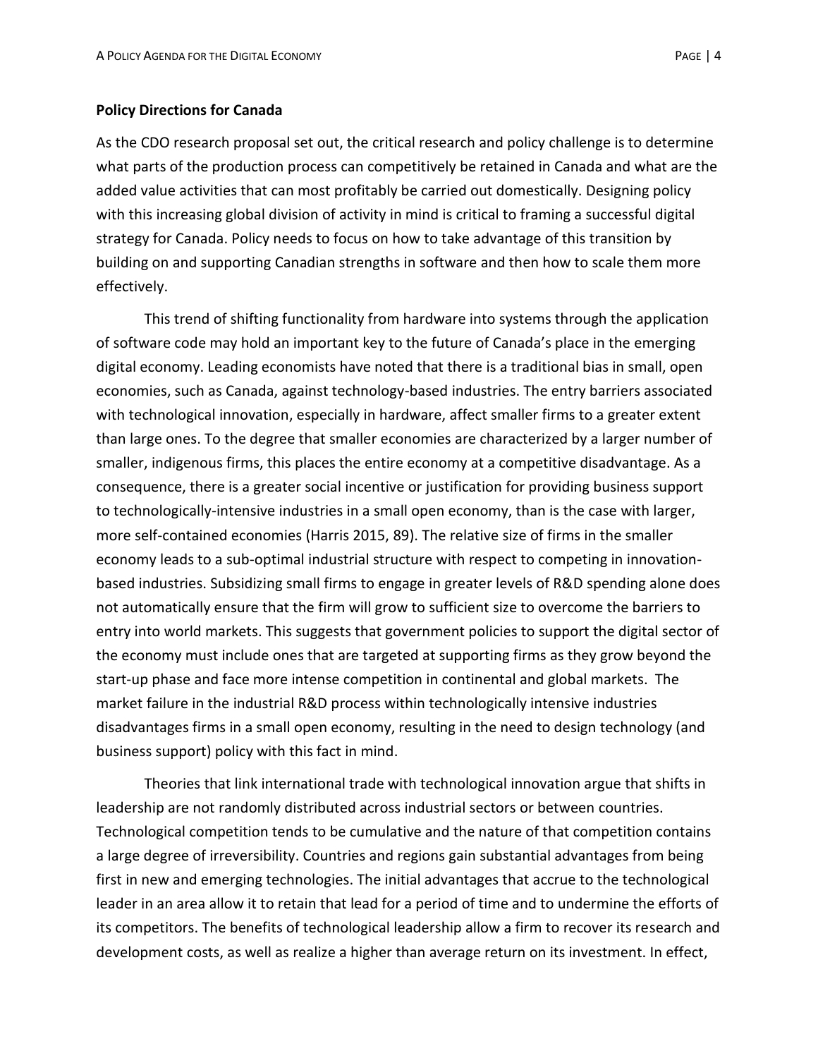**Policy Directions for Canada**

As the CDO research proposal set out, the critical research and policy challenge is to determine what parts of the production process can competitively be retained in Canada and what are the added value activities that can most profitably be carried out domestically. Designing policy with this increasing global division of activity in mind is critical to framing a successful digital strategy for Canada. Policy needs to focus on how to take advantage of this transition by building on and supporting Canadian strengths in software and then how to scale them more effectively.

This trend of shifting functionality from hardware into systems through the application of software code may hold an important key to the future of Canada's place in the emerging digital economy. Leading economists have noted that there is a traditional bias in small, open economies, such as Canada, against technology-based industries. The entry barriers associated with technological innovation, especially in hardware, affect smaller firms to a greater extent than large ones. To the degree that smaller economies are characterized by a larger number of smaller, indigenous firms, this places the entire economy at a competitive disadvantage. As a consequence, there is a greater social incentive or justification for providing business support to technologically-intensive industries in a small open economy, than is the case with larger, more self-contained economies (Harris 2015, 89). The relative size of firms in the smaller economy leads to a sub-optimal industrial structure with respect to competing in innovation-based industries. Subsidizing small firms to engage in greater levels of R&D spending alone does not automatically ensure that the firm will grow to sufficient size to overcome the barriers to entry into world markets. This suggests that government policies to support the digital sector of the economy must include ones that are targeted at supporting firms as they grow beyond the start-up phase and face more intense competition in continental and global markets. The market failure in the industrial R&D process within technologically intensive industries disadvantages firms in a small open economy, resulting in the need to design technology (and business support) policy with this fact in mind.

Theories that link international trade with technological innovation argue that shifts in leadership are not randomly distributed across industrial sectors or between countries. Technological competition tends to be cumulative and the nature of that competition contains a large degree of irreversibility. Countries and regions gain substantial advantages from being first in new and emerging technologies. The initial advantages that accrue to the technological leader in an area allow it to retain that lead for a period of time and to undermine the efforts of its competitors. The benefits of technological leadership allow a firm to recover its research and development costs, as well as realize a higher than average return on its investment. In effect,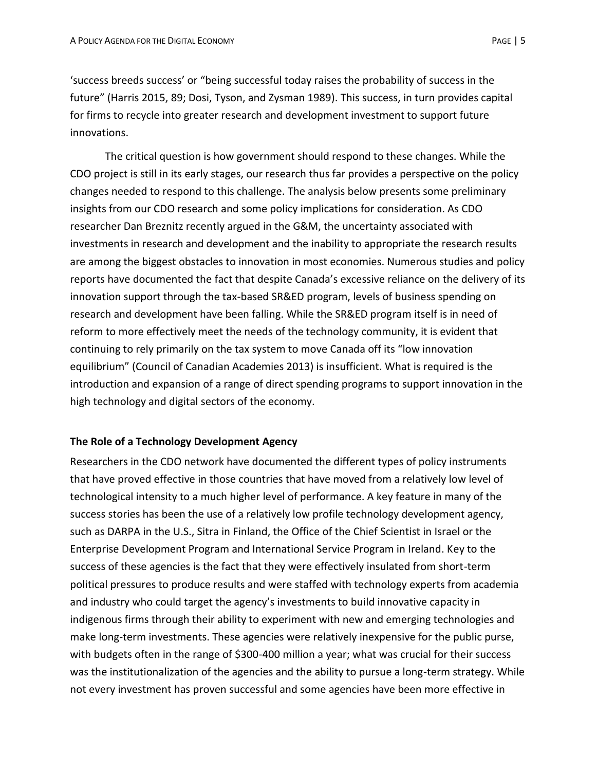'success breeds success' or "being successful today raises the probability of success in the future" (Harris 2015, 89; Dosi, Tyson, and Zysman 1989). This success, in turn provides capital for firms to recycle into greater research and development investment to support future innovations.

The critical question is how government should respond to these changes. While the CDO project is still in its early stages, our research thus far provides a perspective on the policy changes needed to respond to this challenge. The analysis below presents some preliminary insights from our CDO research and some policy implications for consideration. As CDO researcher Dan Breznitz recently argued in the G&M, the uncertainty associated with investments in research and development and the inability to appropriate the research results are among the biggest obstacles to innovation in most economies. Numerous studies and policy reports have documented the fact that despite Canada's excessive reliance on the delivery of its innovation support through the tax-based SR&ED program, levels of business spending on research and development have been falling. While the SR&ED program itself is in need of reform to more effectively meet the needs of the technology community, it is evident that continuing to rely primarily on the tax system to move Canada off its "low innovation equilibrium" (Council of Canadian Academies 2013) is insufficient. What is required is the introduction and expansion of a range of direct spending programs to support innovation in the high technology and digital sectors of the economy.

**The Role of a Technology Development Agency**

Researchers in the CDO network have documented the different types of policy instruments that have proved effective in those countries that have moved from a relatively low level of technological intensity to a much higher level of performance. A key feature in many of the success stories has been the use of a relatively low profile technology development agency, such as DARPA in the U.S., Sitra in Finland, the Office of the Chief Scientist in Israel or the Enterprise Development Program and International Service Program in Ireland. Key to the success of these agencies is the fact that they were effectively insulated from short-term political pressures to produce results and were staffed with technology experts from academia and industry who could target the agency's investments to build innovative capacity in indigenous firms through their ability to experiment with new and emerging technologies and make long-term investments. These agencies were relatively inexpensive for the public purse, with budgets often in the range of $300-400 million a year; what was crucial for their success was the institutionalization of the agencies and the ability to pursue a long-term strategy. While not every investment has proven successful and some agencies have been more effective in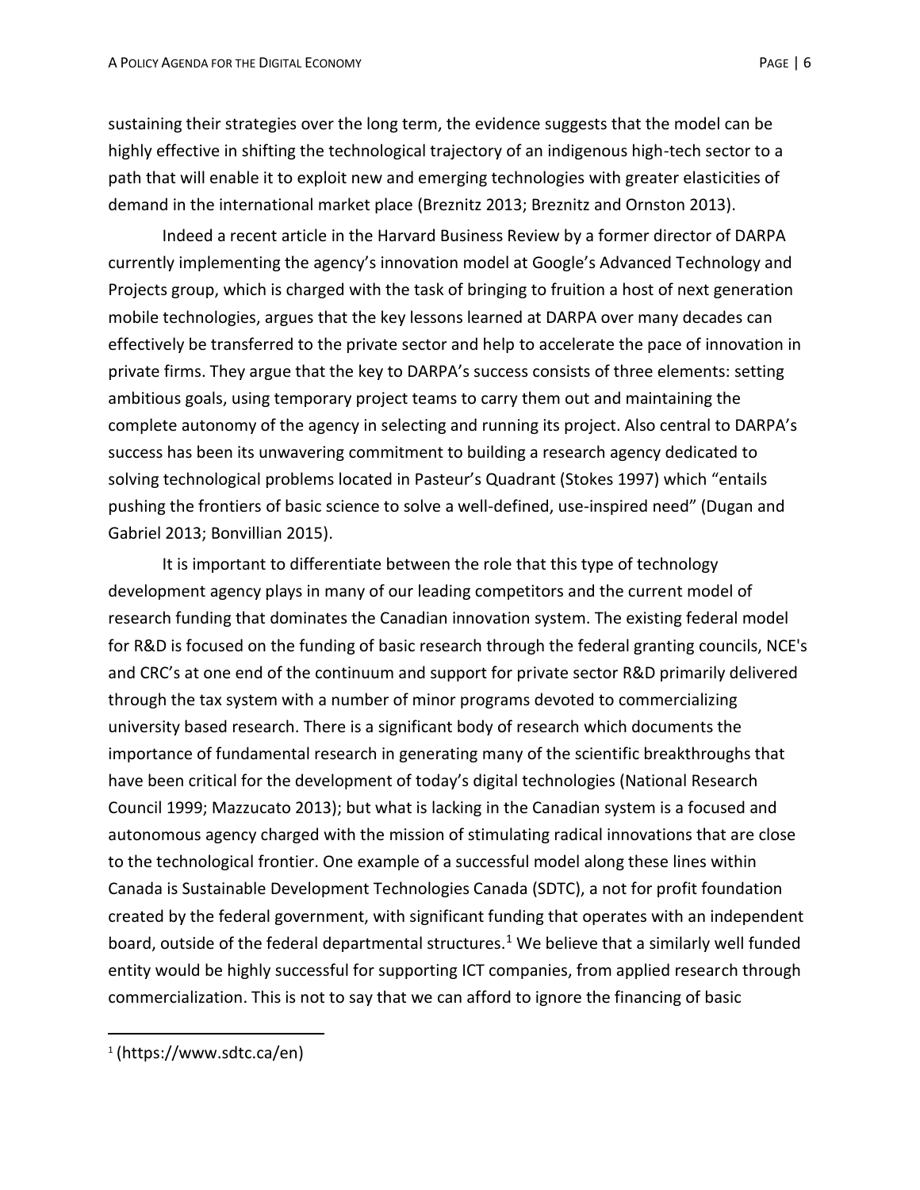sustaining their strategies over the long term, the evidence suggests that the model can be highly effective in shifting the technological trajectory of an indigenous high-tech sector to a path that will enable it to exploit new and emerging technologies with greater elasticities of demand in the international market place (Breznitz 2013; Breznitz and Ornston 2013).

Indeed a recent article in the Harvard Business Review by a former director of DARPA currently implementing the agency's innovation model at Google's Advanced Technology and Projects group, which is charged with the task of bringing to fruition a host of next generation mobile technologies, argues that the key lessons learned at DARPA over many decades can effectively be transferred to the private sector and help to accelerate the pace of innovation in private firms. They argue that the key to DARPA's success consists of three elements: setting ambitious goals, using temporary project teams to carry them out and maintaining the complete autonomy of the agency in selecting and running its project. Also central to DARPA's success has been its unwavering commitment to building a research agency dedicated to solving technological problems located in Pasteur's Quadrant (Stokes 1997) which "entails pushing the frontiers of basic science to solve a well-defined, use-inspired need" (Dugan and Gabriel 2013; Bonvillian 2015).

It is important to differentiate between the role that this type of technology development agency plays in many of our leading competitors and the current model of research funding that dominates the Canadian innovation system. The existing federal model for R&D is focused on the funding of basic research through the federal granting councils, NCE's and CRC's at one end of the continuum and support for private sector R&D primarily delivered through the tax system with a number of minor programs devoted to commercializing university based research. There is a significant body of research which documents the importance of fundamental research in generating many of the scientific breakthroughs that have been critical for the development of today's digital technologies (National Research Council 1999; Mazzucato 2013); but what is lacking in the Canadian system is a focused and autonomous agency charged with the mission of stimulating radical innovations that are close to the technological frontier. One example of a successful model along these lines within Canada is Sustainable Development Technologies Canada (SDTC), a not for profit foundation created by the federal government, with significant funding that operates with an independent board, outside of the federal departmental structures.[1] We believe that a similarly well funded entity would be highly successful for supporting ICT companies, from applied research through commercialization. This is not to say that we can afford to ignore the financing of basic

[1] (https://www.sdtc.ca/en)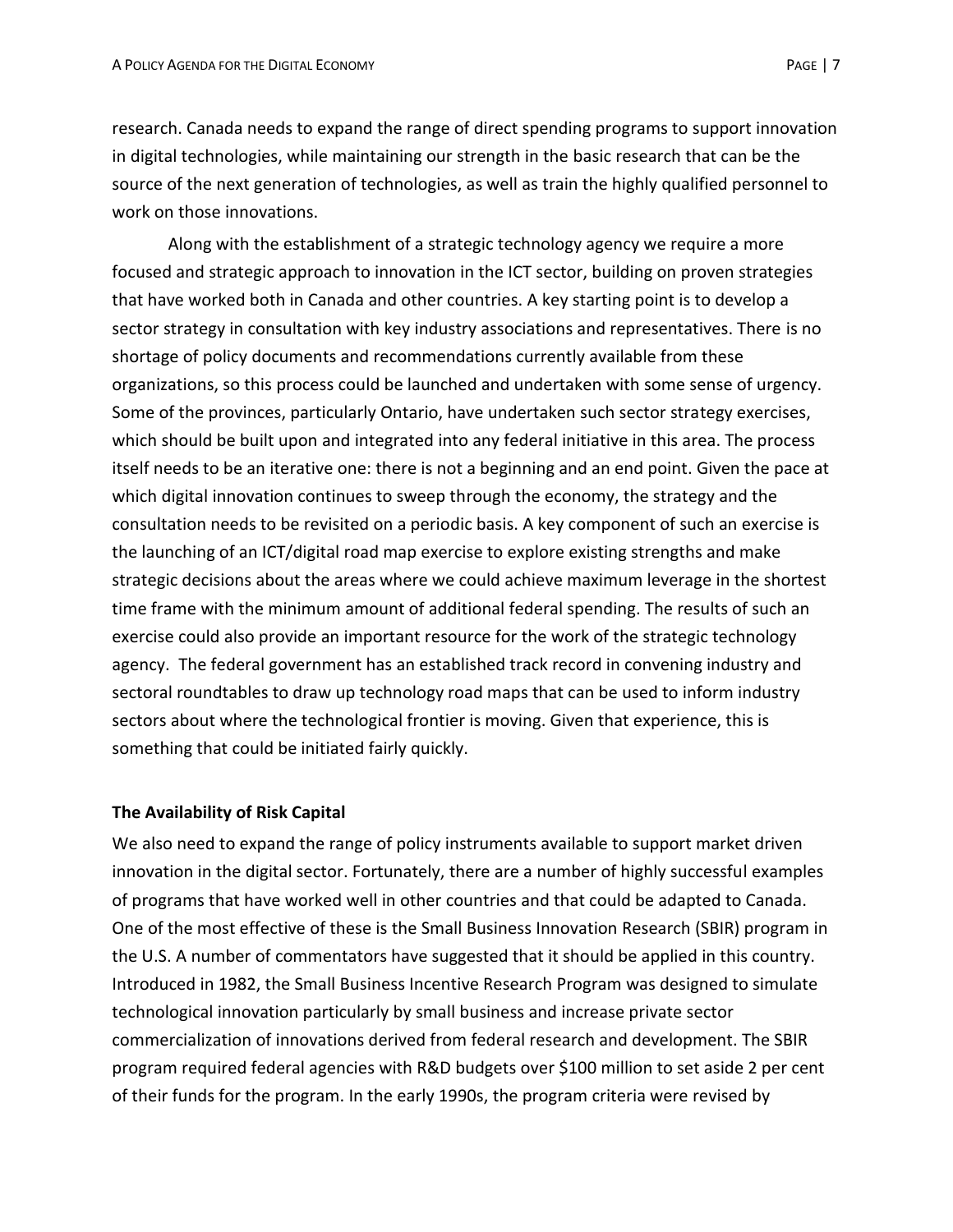research. Canada needs to expand the range of direct spending programs to support innovation in digital technologies, while maintaining our strength in the basic research that can be the source of the next generation of technologies, as well as train the highly qualified personnel to work on those innovations.

Along with the establishment of a strategic technology agency we require a more focused and strategic approach to innovation in the ICT sector, building on proven strategies that have worked both in Canada and other countries. A key starting point is to develop a sector strategy in consultation with key industry associations and representatives. There is no shortage of policy documents and recommendations currently available from these organizations, so this process could be launched and undertaken with some sense of urgency. Some of the provinces, particularly Ontario, have undertaken such sector strategy exercises, which should be built upon and integrated into any federal initiative in this area. The process itself needs to be an iterative one: there is not a beginning and an end point. Given the pace at which digital innovation continues to sweep through the economy, the strategy and the consultation needs to be revisited on a periodic basis. A key component of such an exercise is the launching of an ICT/digital road map exercise to explore existing strengths and make strategic decisions about the areas where we could achieve maximum leverage in the shortest time frame with the minimum amount of additional federal spending. The results of such an exercise could also provide an important resource for the work of the strategic technology agency. The federal government has an established track record in convening industry and sectoral roundtables to draw up technology road maps that can be used to inform industry sectors about where the technological frontier is moving. Given that experience, this is something that could be initiated fairly quickly.

**The Availability of Risk Capital**

We also need to expand the range of policy instruments available to support market driven innovation in the digital sector. Fortunately, there are a number of highly successful examples of programs that have worked well in other countries and that could be adapted to Canada. One of the most effective of these is the Small Business Innovation Research (SBIR) program in the U.S. A number of commentators have suggested that it should be applied in this country. Introduced in 1982, the Small Business Incentive Research Program was designed to simulate technological innovation particularly by small business and increase private sector commercialization of innovations derived from federal research and development. The SBIR program required federal agencies with R&D budgets over $100 million to set aside 2 per cent of their funds for the program. In the early 1990s, the program criteria were revised by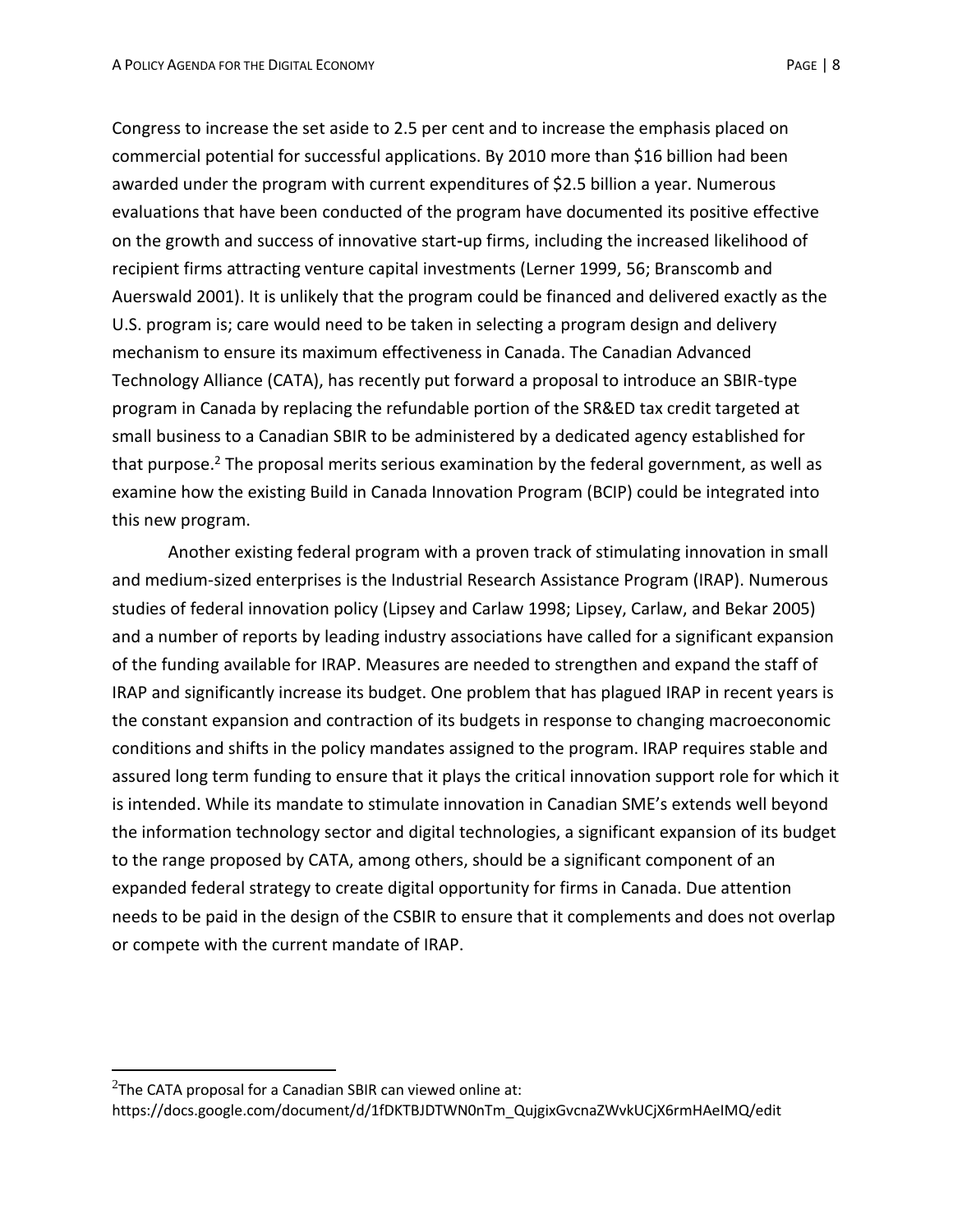Congress to increase the set aside to 2.5 per cent and to increase the emphasis placed on commercial potential for successful applications. By 2010 more than $16 billion had been awarded under the program with current expenditures of $2.5 billion a year. Numerous evaluations that have been conducted of the program have documented its positive effective on the growth and success of innovative start-up firms, including the increased likelihood of recipient firms attracting venture capital investments (Lerner 1999, 56; Branscomb and Auerswald 2001). It is unlikely that the program could be financed and delivered exactly as the U.S. program is; care would need to be taken in selecting a program design and delivery mechanism to ensure its maximum effectiveness in Canada. The Canadian Advanced Technology Alliance (CATA), has recently put forward a proposal to introduce an SBIR-type program in Canada by replacing the refundable portion of the SR&ED tax credit targeted at small business to a Canadian SBIR to be administered by a dedicated agency established for that purpose.[2] The proposal merits serious examination by the federal government, as well as examine how the existing Build in Canada Innovation Program (BCIP) could be integrated into this new program.

Another existing federal program with a proven track of stimulating innovation in small and medium-sized enterprises is the Industrial Research Assistance Program (IRAP). Numerous studies of federal innovation policy (Lipsey and Carlaw 1998; Lipsey, Carlaw, and Bekar 2005) and a number of reports by leading industry associations have called for a significant expansion of the funding available for IRAP. Measures are needed to strengthen and expand the staff of IRAP and significantly increase its budget. One problem that has plagued IRAP in recent years is the constant expansion and contraction of its budgets in response to changing macroeconomic conditions and shifts in the policy mandates assigned to the program. IRAP requires stable and assured long term funding to ensure that it plays the critical innovation support role for which it is intended. While its mandate to stimulate innovation in Canadian SME's extends well beyond the information technology sector and digital technologies, a significant expansion of its budget to the range proposed by CATA, among others, should be a significant component of an expanded federal strategy to create digital opportunity for firms in Canada. Due attention needs to be paid in the design of the CSBIR to ensure that it complements and does not overlap or compete with the current mandate of IRAP.

---

[2] The CATA proposal for a Canadian SBIR can viewed online at: https://docs.google.com/document/d/1fDKTBJDTWN0nTm_QujgixGvcnaZWvkUCjX6rmHAeIMQ/edit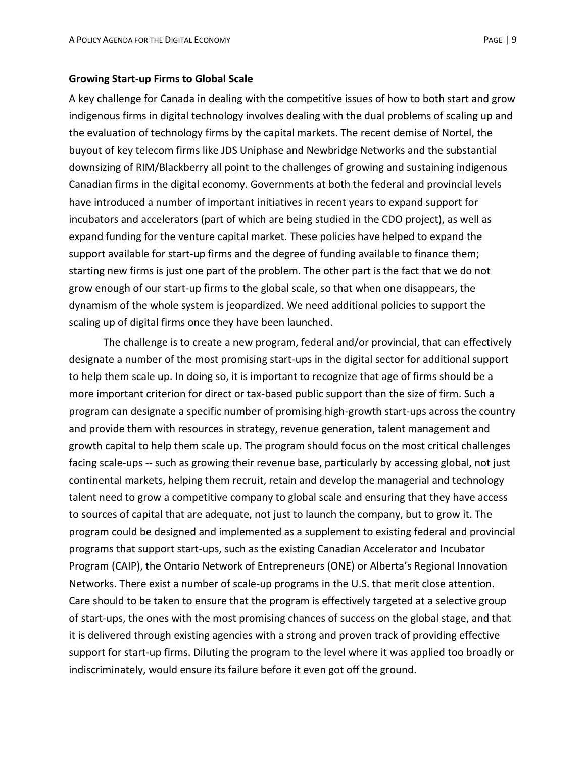**Growing Start-up Firms to Global Scale**

A key challenge for Canada in dealing with the competitive issues of how to both start and grow indigenous firms in digital technology involves dealing with the dual problems of scaling up and the evaluation of technology firms by the capital markets. The recent demise of Nortel, the buyout of key telecom firms like JDS Uniphase and Newbridge Networks and the substantial downsizing of RIM/Blackberry all point to the challenges of growing and sustaining indigenous Canadian firms in the digital economy. Governments at both the federal and provincial levels have introduced a number of important initiatives in recent years to expand support for incubators and accelerators (part of which are being studied in the CDO project), as well as expand funding for the venture capital market. These policies have helped to expand the support available for start-up firms and the degree of funding available to finance them; starting new firms is just one part of the problem. The other part is the fact that we do not grow enough of our start-up firms to the global scale, so that when one disappears, the dynamism of the whole system is jeopardized. We need additional policies to support the scaling up of digital firms once they have been launched.

The challenge is to create a new program, federal and/or provincial, that can effectively designate a number of the most promising start-ups in the digital sector for additional support to help them scale up. In doing so, it is important to recognize that age of firms should be a more important criterion for direct or tax-based public support than the size of firm. Such a program can designate a specific number of promising high-growth start-ups across the country and provide them with resources in strategy, revenue generation, talent management and growth capital to help them scale up. The program should focus on the most critical challenges facing scale-ups -- such as growing their revenue base, particularly by accessing global, not just continental markets, helping them recruit, retain and develop the managerial and technology talent need to grow a competitive company to global scale and ensuring that they have access to sources of capital that are adequate, not just to launch the company, but to grow it. The program could be designed and implemented as a supplement to existing federal and provincial programs that support start-ups, such as the existing Canadian Accelerator and Incubator Program (CAIP), the Ontario Network of Entrepreneurs (ONE) or Alberta's Regional Innovation Networks. There exist a number of scale-up programs in the U.S. that merit close attention. Care should to be taken to ensure that the program is effectively targeted at a selective group of start-ups, the ones with the most promising chances of success on the global stage, and that it is delivered through existing agencies with a strong and proven track of providing effective support for start-up firms. Diluting the program to the level where it was applied too broadly or indiscriminately, would ensure its failure before it even got off the ground.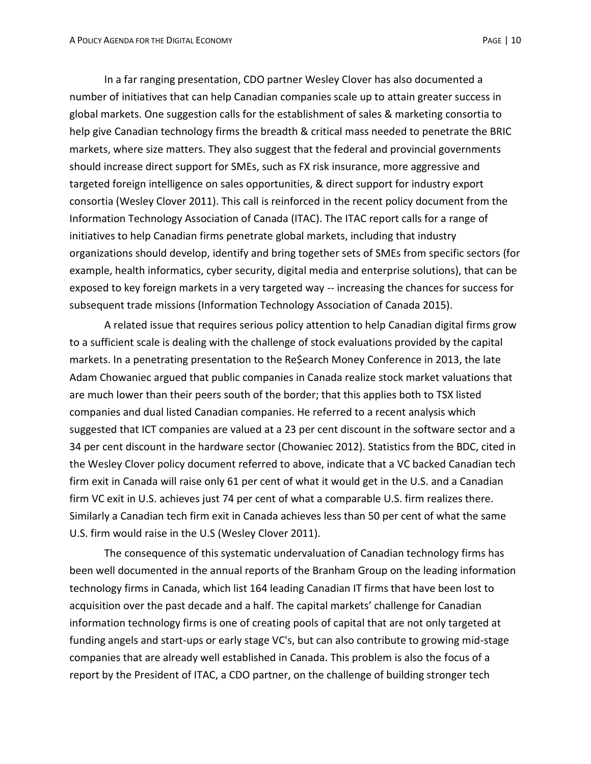In a far ranging presentation, CDO partner Wesley Clover has also documented a number of initiatives that can help Canadian companies scale up to attain greater success in global markets. One suggestion calls for the establishment of sales & marketing consortia to help give Canadian technology firms the breadth & critical mass needed to penetrate the BRIC markets, where size matters. They also suggest that the federal and provincial governments should increase direct support for SMEs, such as FX risk insurance, more aggressive and targeted foreign intelligence on sales opportunities, & direct support for industry export consortia (Wesley Clover 2011). This call is reinforced in the recent policy document from the Information Technology Association of Canada (ITAC). The ITAC report calls for a range of initiatives to help Canadian firms penetrate global markets, including that industry organizations should develop, identify and bring together sets of SMEs from specific sectors (for example, health informatics, cyber security, digital media and enterprise solutions), that can be exposed to key foreign markets in a very targeted way -- increasing the chances for success for subsequent trade missions (Information Technology Association of Canada 2015).

A related issue that requires serious policy attention to help Canadian digital firms grow to a sufficient scale is dealing with the challenge of stock evaluations provided by the capital markets. In a penetrating presentation to the Re$earch Money Conference in 2013, the late Adam Chowaniec argued that public companies in Canada realize stock market valuations that are much lower than their peers south of the border; that this applies both to TSX listed companies and dual listed Canadian companies. He referred to a recent analysis which suggested that ICT companies are valued at a 23 per cent discount in the software sector and a 34 per cent discount in the hardware sector (Chowaniec 2012). Statistics from the BDC, cited in the Wesley Clover policy document referred to above, indicate that a VC backed Canadian tech firm exit in Canada will raise only 61 per cent of what it would get in the U.S. and a Canadian firm VC exit in U.S. achieves just 74 per cent of what a comparable U.S. firm realizes there. Similarly a Canadian tech firm exit in Canada achieves less than 50 per cent of what the same U.S. firm would raise in the U.S (Wesley Clover 2011).

The consequence of this systematic undervaluation of Canadian technology firms has been well documented in the annual reports of the Branham Group on the leading information technology firms in Canada, which list 164 leading Canadian IT firms that have been lost to acquisition over the past decade and a half. The capital markets' challenge for Canadian information technology firms is one of creating pools of capital that are not only targeted at funding angels and start-ups or early stage VC's, but can also contribute to growing mid-stage companies that are already well established in Canada. This problem is also the focus of a report by the President of ITAC, a CDO partner, on the challenge of building stronger tech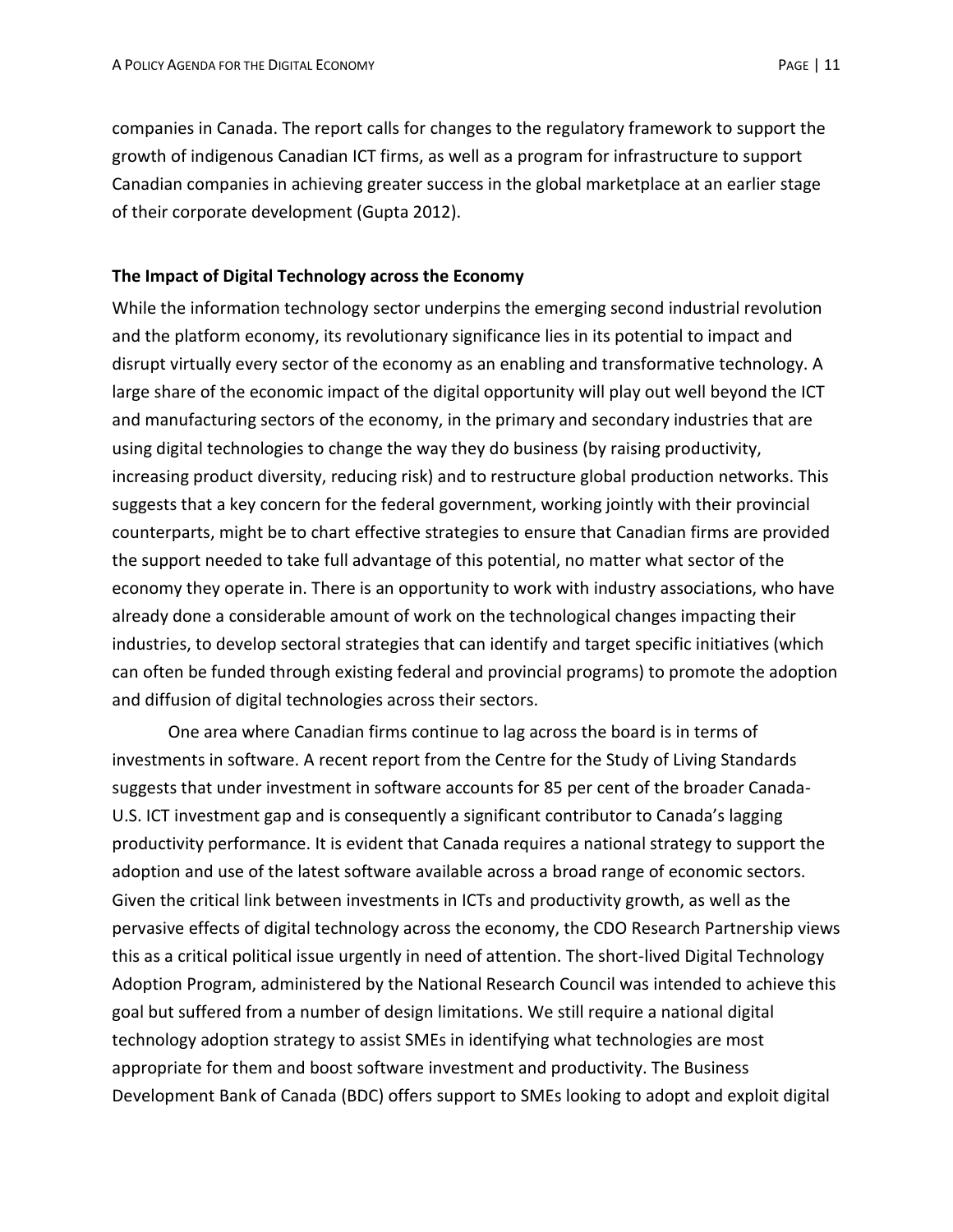companies in Canada. The report calls for changes to the regulatory framework to support the growth of indigenous Canadian ICT firms, as well as a program for infrastructure to support Canadian companies in achieving greater success in the global marketplace at an earlier stage of their corporate development (Gupta 2012).

### The Impact of Digital Technology across the Economy

While the information technology sector underpins the emerging second industrial revolution and the platform economy, its revolutionary significance lies in its potential to impact and disrupt virtually every sector of the economy as an enabling and transformative technology. A large share of the economic impact of the digital opportunity will play out well beyond the ICT and manufacturing sectors of the economy, in the primary and secondary industries that are using digital technologies to change the way they do business (by raising productivity, increasing product diversity, reducing risk) and to restructure global production networks. This suggests that a key concern for the federal government, working jointly with their provincial counterparts, might be to chart effective strategies to ensure that Canadian firms are provided the support needed to take full advantage of this potential, no matter what sector of the economy they operate in. There is an opportunity to work with industry associations, who have already done a considerable amount of work on the technological changes impacting their industries, to develop sectoral strategies that can identify and target specific initiatives (which can often be funded through existing federal and provincial programs) to promote the adoption and diffusion of digital technologies across their sectors.

One area where Canadian firms continue to lag across the board is in terms of investments in software. A recent report from the Centre for the Study of Living Standards suggests that under investment in software accounts for 85 per cent of the broader Canada-U.S. ICT investment gap and is consequently a significant contributor to Canada's lagging productivity performance. It is evident that Canada requires a national strategy to support the adoption and use of the latest software available across a broad range of economic sectors. Given the critical link between investments in ICTs and productivity growth, as well as the pervasive effects of digital technology across the economy, the CDO Research Partnership views this as a critical political issue urgently in need of attention. The short-lived Digital Technology Adoption Program, administered by the National Research Council was intended to achieve this goal but suffered from a number of design limitations. We still require a national digital technology adoption strategy to assist SMEs in identifying what technologies are most appropriate for them and boost software investment and productivity. The Business Development Bank of Canada (BDC) offers support to SMEs looking to adopt and exploit digital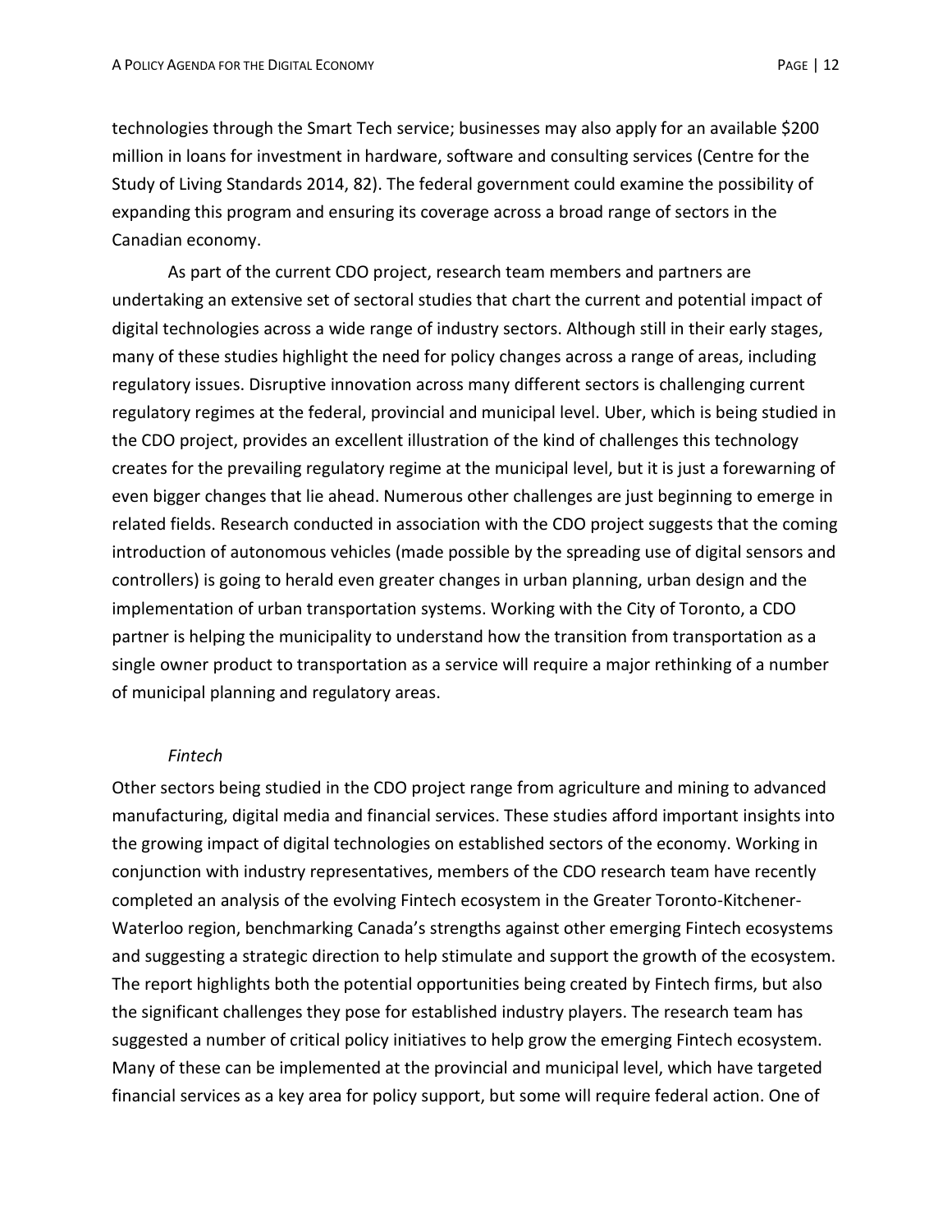technologies through the Smart Tech service; businesses may also apply for an available $200 million in loans for investment in hardware, software and consulting services (Centre for the Study of Living Standards 2014, 82). The federal government could examine the possibility of expanding this program and ensuring its coverage across a broad range of sectors in the Canadian economy.

As part of the current CDO project, research team members and partners are undertaking an extensive set of sectoral studies that chart the current and potential impact of digital technologies across a wide range of industry sectors. Although still in their early stages, many of these studies highlight the need for policy changes across a range of areas, including regulatory issues. Disruptive innovation across many different sectors is challenging current regulatory regimes at the federal, provincial and municipal level. Uber, which is being studied in the CDO project, provides an excellent illustration of the kind of challenges this technology creates for the prevailing regulatory regime at the municipal level, but it is just a forewarning of even bigger changes that lie ahead. Numerous other challenges are just beginning to emerge in related fields. Research conducted in association with the CDO project suggests that the coming introduction of autonomous vehicles (made possible by the spreading use of digital sensors and controllers) is going to herald even greater changes in urban planning, urban design and the implementation of urban transportation systems. Working with the City of Toronto, a CDO partner is helping the municipality to understand how the transition from transportation as a single owner product to transportation as a service will require a major rethinking of a number of municipal planning and regulatory areas.

*Fintech*

Other sectors being studied in the CDO project range from agriculture and mining to advanced manufacturing, digital media and financial services. These studies afford important insights into the growing impact of digital technologies on established sectors of the economy. Working in conjunction with industry representatives, members of the CDO research team have recently completed an analysis of the evolving Fintech ecosystem in the Greater Toronto-Kitchener-Waterloo region, benchmarking Canada's strengths against other emerging Fintech ecosystems and suggesting a strategic direction to help stimulate and support the growth of the ecosystem. The report highlights both the potential opportunities being created by Fintech firms, but also the significant challenges they pose for established industry players. The research team has suggested a number of critical policy initiatives to help grow the emerging Fintech ecosystem. Many of these can be implemented at the provincial and municipal level, which have targeted financial services as a key area for policy support, but some will require federal action. One of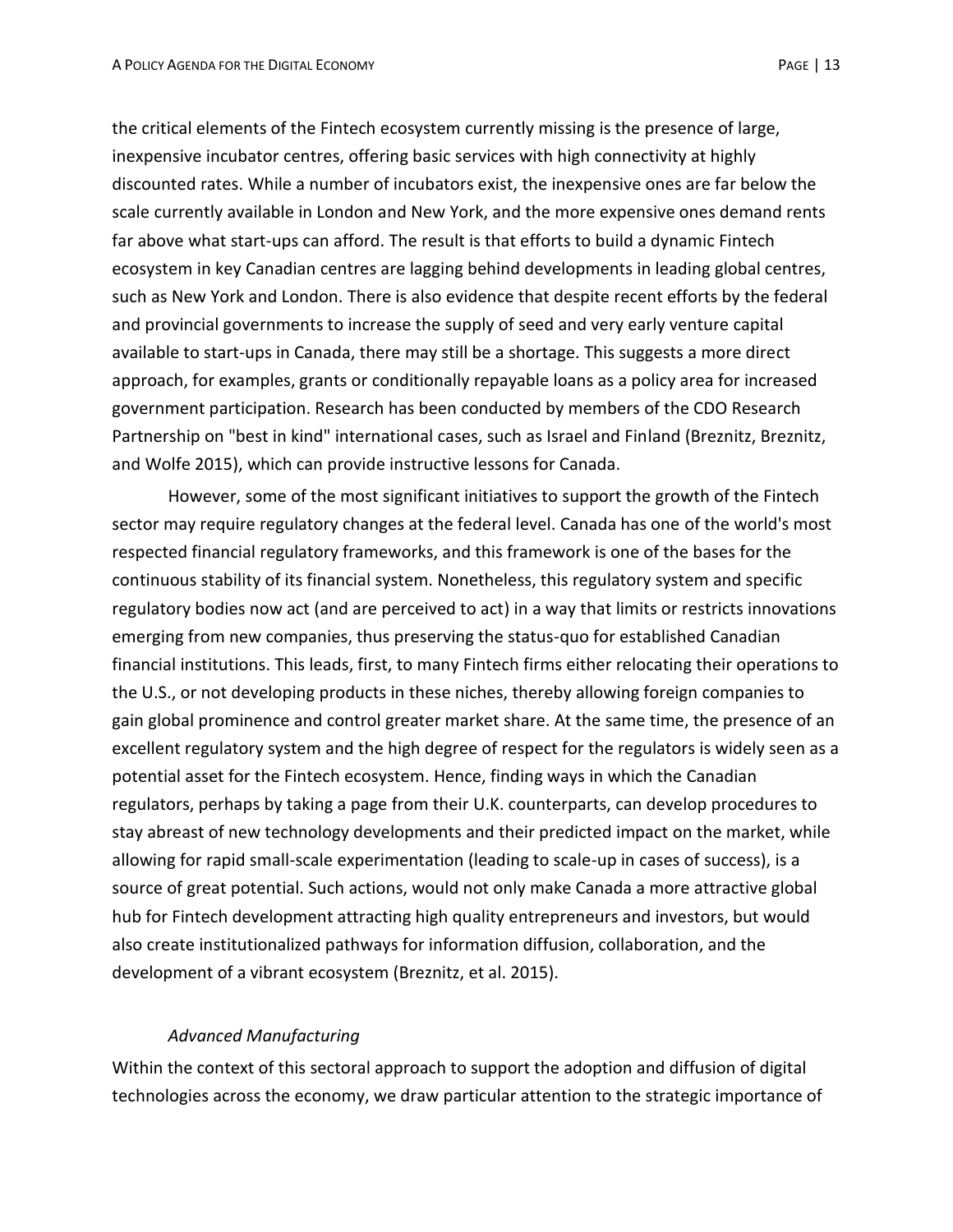the critical elements of the Fintech ecosystem currently missing is the presence of large, inexpensive incubator centres, offering basic services with high connectivity at highly discounted rates. While a number of incubators exist, the inexpensive ones are far below the scale currently available in London and New York, and the more expensive ones demand rents far above what start-ups can afford. The result is that efforts to build a dynamic Fintech ecosystem in key Canadian centres are lagging behind developments in leading global centres, such as New York and London. There is also evidence that despite recent efforts by the federal and provincial governments to increase the supply of seed and very early venture capital available to start-ups in Canada, there may still be a shortage. This suggests a more direct approach, for examples, grants or conditionally repayable loans as a policy area for increased government participation. Research has been conducted by members of the CDO Research Partnership on "best in kind" international cases, such as Israel and Finland (Breznitz, Breznitz, and Wolfe 2015), which can provide instructive lessons for Canada.

However, some of the most significant initiatives to support the growth of the Fintech sector may require regulatory changes at the federal level. Canada has one of the world's most respected financial regulatory frameworks, and this framework is one of the bases for the continuous stability of its financial system. Nonetheless, this regulatory system and specific regulatory bodies now act (and are perceived to act) in a way that limits or restricts innovations emerging from new companies, thus preserving the status-quo for established Canadian financial institutions. This leads, first, to many Fintech firms either relocating their operations to the U.S., or not developing products in these niches, thereby allowing foreign companies to gain global prominence and control greater market share. At the same time, the presence of an excellent regulatory system and the high degree of respect for the regulators is widely seen as a potential asset for the Fintech ecosystem. Hence, finding ways in which the Canadian regulators, perhaps by taking a page from their U.K. counterparts, can develop procedures to stay abreast of new technology developments and their predicted impact on the market, while allowing for rapid small-scale experimentation (leading to scale-up in cases of success), is a source of great potential. Such actions, would not only make Canada a more attractive global hub for Fintech development attracting high quality entrepreneurs and investors, but would also create institutionalized pathways for information diffusion, collaboration, and the development of a vibrant ecosystem (Breznitz, et al. 2015).

### *Advanced Manufacturing*

Within the context of this sectoral approach to support the adoption and diffusion of digital technologies across the economy, we draw particular attention to the strategic importance of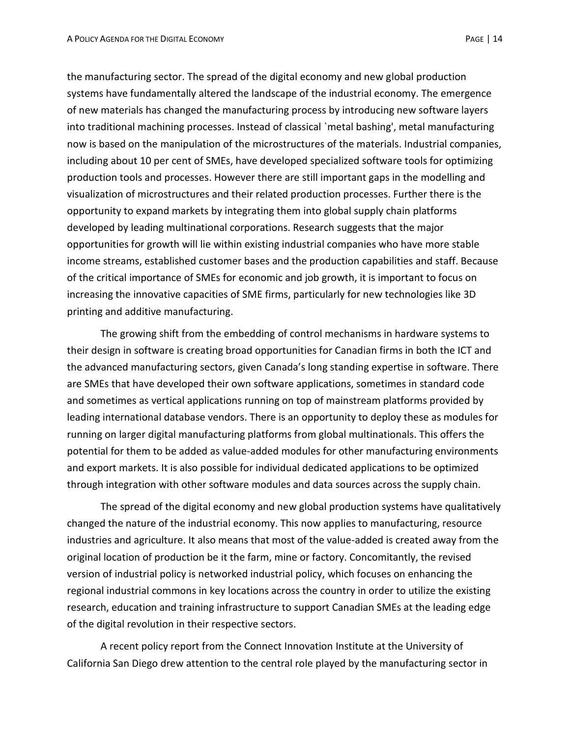the manufacturing sector. The spread of the digital economy and new global production systems have fundamentally altered the landscape of the industrial economy. The emergence of new materials has changed the manufacturing process by introducing new software layers into traditional machining processes. Instead of classical `metal bashing', metal manufacturing now is based on the manipulation of the microstructures of the materials. Industrial companies, including about 10 per cent of SMEs, have developed specialized software tools for optimizing production tools and processes. However there are still important gaps in the modelling and visualization of microstructures and their related production processes. Further there is the opportunity to expand markets by integrating them into global supply chain platforms developed by leading multinational corporations. Research suggests that the major opportunities for growth will lie within existing industrial companies who have more stable income streams, established customer bases and the production capabilities and staff. Because of the critical importance of SMEs for economic and job growth, it is important to focus on increasing the innovative capacities of SME firms, particularly for new technologies like 3D printing and additive manufacturing.

The growing shift from the embedding of control mechanisms in hardware systems to their design in software is creating broad opportunities for Canadian firms in both the ICT and the advanced manufacturing sectors, given Canada's long standing expertise in software. There are SMEs that have developed their own software applications, sometimes in standard code and sometimes as vertical applications running on top of mainstream platforms provided by leading international database vendors. There is an opportunity to deploy these as modules for running on larger digital manufacturing platforms from global multinationals. This offers the potential for them to be added as value-added modules for other manufacturing environments and export markets. It is also possible for individual dedicated applications to be optimized through integration with other software modules and data sources across the supply chain.

The spread of the digital economy and new global production systems have qualitatively changed the nature of the industrial economy. This now applies to manufacturing, resource industries and agriculture. It also means that most of the value-added is created away from the original location of production be it the farm, mine or factory. Concomitantly, the revised version of industrial policy is networked industrial policy, which focuses on enhancing the regional industrial commons in key locations across the country in order to utilize the existing research, education and training infrastructure to support Canadian SMEs at the leading edge of the digital revolution in their respective sectors.

A recent policy report from the Connect Innovation Institute at the University of California San Diego drew attention to the central role played by the manufacturing sector in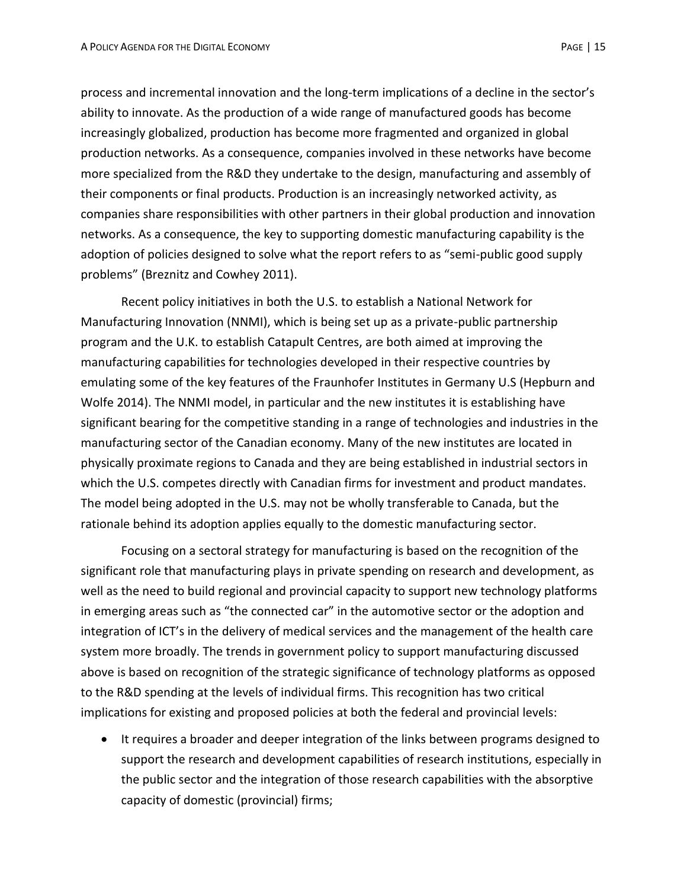process and incremental innovation and the long-term implications of a decline in the sector's ability to innovate. As the production of a wide range of manufactured goods has become increasingly globalized, production has become more fragmented and organized in global production networks. As a consequence, companies involved in these networks have become more specialized from the R&D they undertake to the design, manufacturing and assembly of their components or final products. Production is an increasingly networked activity, as companies share responsibilities with other partners in their global production and innovation networks. As a consequence, the key to supporting domestic manufacturing capability is the adoption of policies designed to solve what the report refers to as "semi-public good supply problems" (Breznitz and Cowhey 2011).

Recent policy initiatives in both the U.S. to establish a National Network for Manufacturing Innovation (NNMI), which is being set up as a private-public partnership program and the U.K. to establish Catapult Centres, are both aimed at improving the manufacturing capabilities for technologies developed in their respective countries by emulating some of the key features of the Fraunhofer Institutes in Germany U.S (Hepburn and Wolfe 2014). The NNMI model, in particular and the new institutes it is establishing have significant bearing for the competitive standing in a range of technologies and industries in the manufacturing sector of the Canadian economy. Many of the new institutes are located in physically proximate regions to Canada and they are being established in industrial sectors in which the U.S. competes directly with Canadian firms for investment and product mandates. The model being adopted in the U.S. may not be wholly transferable to Canada, but the rationale behind its adoption applies equally to the domestic manufacturing sector.

Focusing on a sectoral strategy for manufacturing is based on the recognition of the significant role that manufacturing plays in private spending on research and development, as well as the need to build regional and provincial capacity to support new technology platforms in emerging areas such as "the connected car" in the automotive sector or the adoption and integration of ICT's in the delivery of medical services and the management of the health care system more broadly. The trends in government policy to support manufacturing discussed above is based on recognition of the strategic significance of technology platforms as opposed to the R&D spending at the levels of individual firms. This recognition has two critical implications for existing and proposed policies at both the federal and provincial levels:

- It requires a broader and deeper integration of the links between programs designed to support the research and development capabilities of research institutions, especially in the public sector and the integration of those research capabilities with the absorptive capacity of domestic (provincial) firms;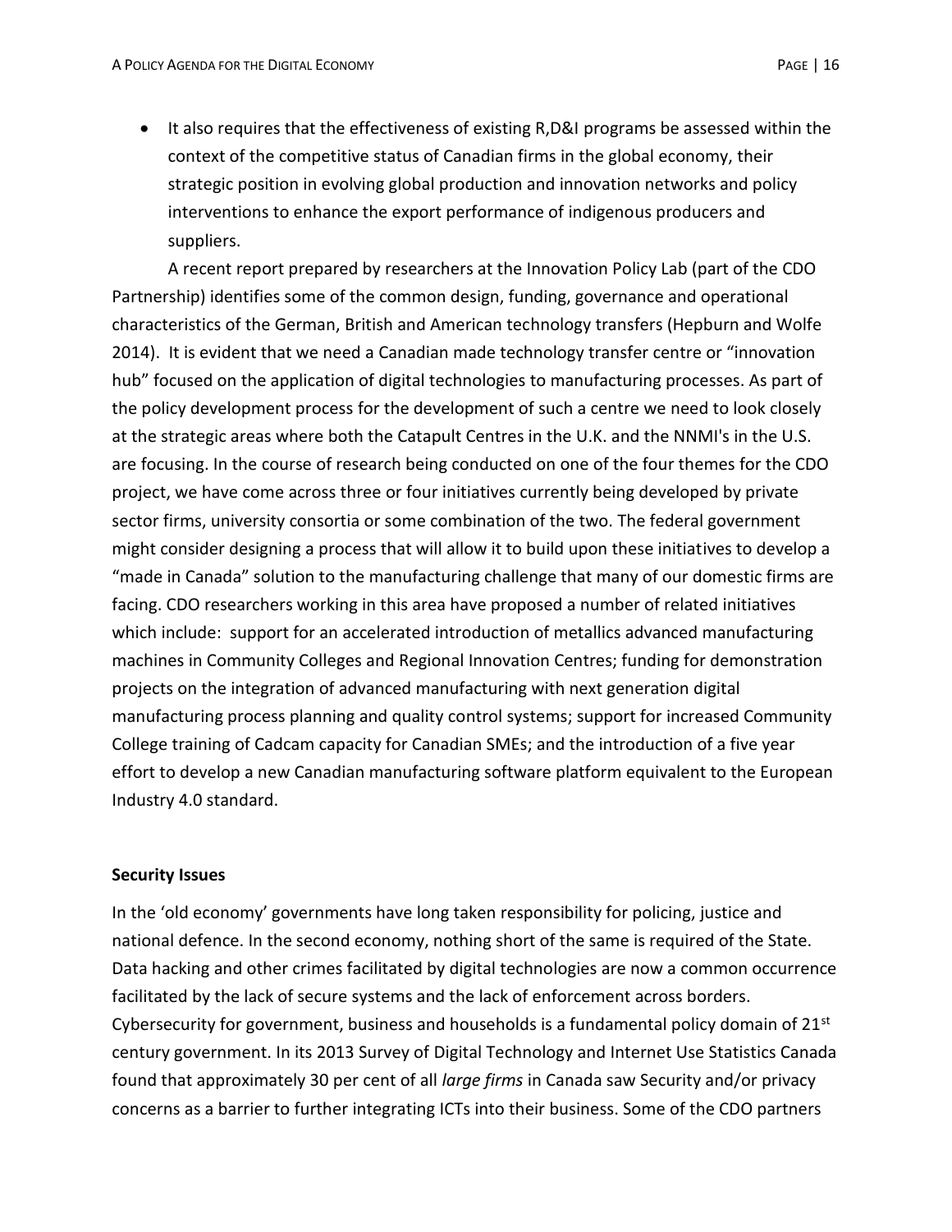- It also requires that the effectiveness of existing R,D&I programs be assessed within the context of the competitive status of Canadian firms in the global economy, their strategic position in evolving global production and innovation networks and policy interventions to enhance the export performance of indigenous producers and suppliers.

A recent report prepared by researchers at the Innovation Policy Lab (part of the CDO Partnership) identifies some of the common design, funding, governance and operational characteristics of the German, British and American technology transfers (Hepburn and Wolfe 2014). It is evident that we need a Canadian made technology transfer centre or "innovation hub" focused on the application of digital technologies to manufacturing processes. As part of the policy development process for the development of such a centre we need to look closely at the strategic areas where both the Catapult Centres in the U.K. and the NNMI's in the U.S. are focusing. In the course of research being conducted on one of the four themes for the CDO project, we have come across three or four initiatives currently being developed by private sector firms, university consortia or some combination of the two. The federal government might consider designing a process that will allow it to build upon these initiatives to develop a "made in Canada" solution to the manufacturing challenge that many of our domestic firms are facing. CDO researchers working in this area have proposed a number of related initiatives which include: support for an accelerated introduction of metallics advanced manufacturing machines in Community Colleges and Regional Innovation Centres; funding for demonstration projects on the integration of advanced manufacturing with next generation digital manufacturing process planning and quality control systems; support for increased Community College training of Cadcam capacity for Canadian SMEs; and the introduction of a five year effort to develop a new Canadian manufacturing software platform equivalent to the European Industry 4.0 standard.

**Security Issues**

In the 'old economy' governments have long taken responsibility for policing, justice and national defence. In the second economy, nothing short of the same is required of the State. Data hacking and other crimes facilitated by digital technologies are now a common occurrence facilitated by the lack of secure systems and the lack of enforcement across borders. Cybersecurity for government, business and households is a fundamental policy domain of 21st century government. In its 2013 Survey of Digital Technology and Internet Use Statistics Canada found that approximately 30 per cent of all *large firms* in Canada saw Security and/or privacy concerns as a barrier to further integrating ICTs into their business. Some of the CDO partners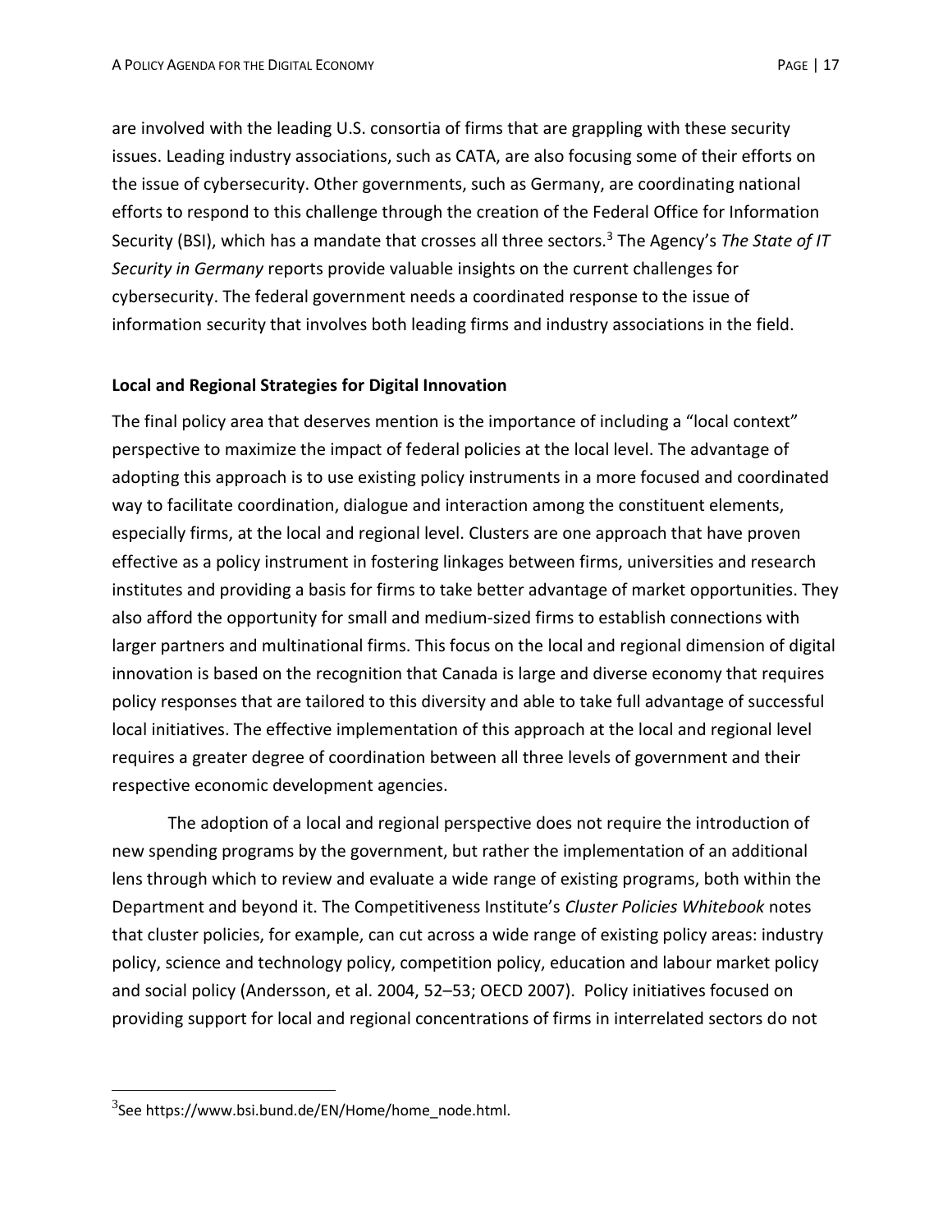are involved with the leading U.S. consortia of firms that are grappling with these security issues. Leading industry associations, such as CATA, are also focusing some of their efforts on the issue of cybersecurity. Other governments, such as Germany, are coordinating national efforts to respond to this challenge through the creation of the Federal Office for Information Security (BSI), which has a mandate that crosses all three sectors.[3] The Agency's *The State of IT Security in Germany* reports provide valuable insights on the current challenges for cybersecurity. The federal government needs a coordinated response to the issue of information security that involves both leading firms and industry associations in the field.

**Local and Regional Strategies for Digital Innovation**

The final policy area that deserves mention is the importance of including a "local context" perspective to maximize the impact of federal policies at the local level. The advantage of adopting this approach is to use existing policy instruments in a more focused and coordinated way to facilitate coordination, dialogue and interaction among the constituent elements, especially firms, at the local and regional level. Clusters are one approach that have proven effective as a policy instrument in fostering linkages between firms, universities and research institutes and providing a basis for firms to take better advantage of market opportunities. They also afford the opportunity for small and medium-sized firms to establish connections with larger partners and multinational firms. This focus on the local and regional dimension of digital innovation is based on the recognition that Canada is large and diverse economy that requires policy responses that are tailored to this diversity and able to take full advantage of successful local initiatives. The effective implementation of this approach at the local and regional level requires a greater degree of coordination between all three levels of government and their respective economic development agencies.

The adoption of a local and regional perspective does not require the introduction of new spending programs by the government, but rather the implementation of an additional lens through which to review and evaluate a wide range of existing programs, both within the Department and beyond it. The Competitiveness Institute's *Cluster Policies Whitebook* notes that cluster policies, for example, can cut across a wide range of existing policy areas: industry policy, science and technology policy, competition policy, education and labour market policy and social policy (Andersson, et al. 2004, 52–53; OECD 2007). Policy initiatives focused on providing support for local and regional concentrations of firms in interrelated sectors do not

---

[3] See https://www.bsi.bund.de/EN/Home/home_node.html.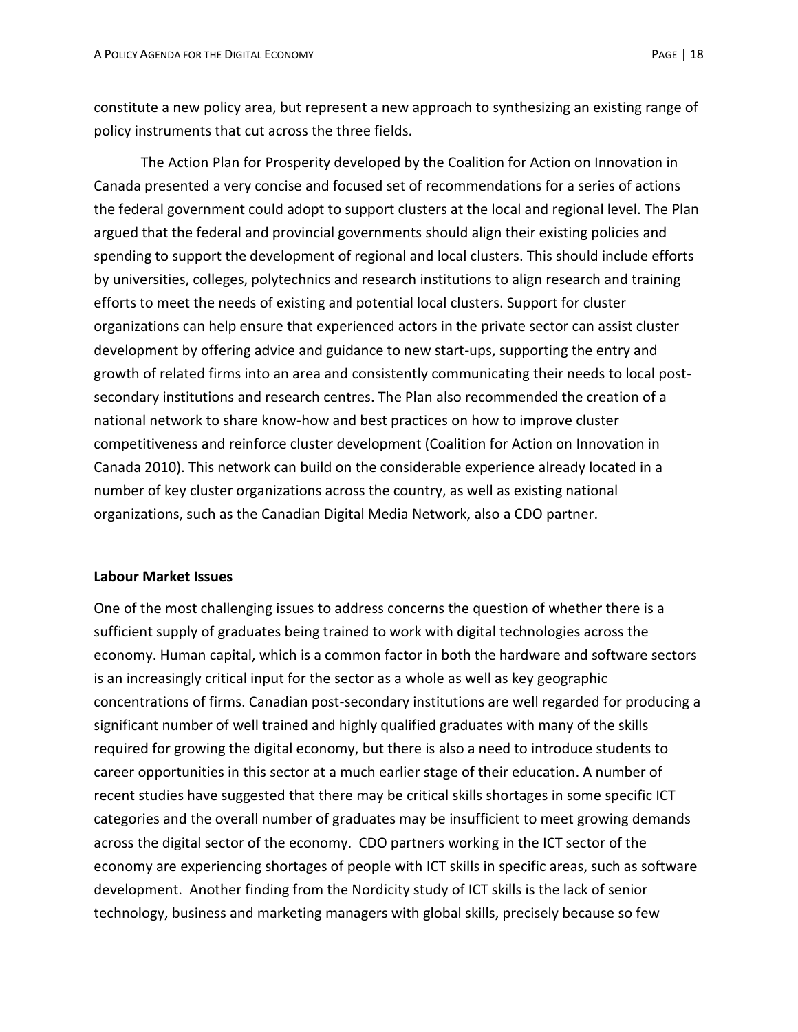constitute a new policy area, but represent a new approach to synthesizing an existing range of policy instruments that cut across the three fields.

The Action Plan for Prosperity developed by the Coalition for Action on Innovation in Canada presented a very concise and focused set of recommendations for a series of actions the federal government could adopt to support clusters at the local and regional level. The Plan argued that the federal and provincial governments should align their existing policies and spending to support the development of regional and local clusters. This should include efforts by universities, colleges, polytechnics and research institutions to align research and training efforts to meet the needs of existing and potential local clusters. Support for cluster organizations can help ensure that experienced actors in the private sector can assist cluster development by offering advice and guidance to new start-ups, supporting the entry and growth of related firms into an area and consistently communicating their needs to local post-secondary institutions and research centres. The Plan also recommended the creation of a national network to share know-how and best practices on how to improve cluster competitiveness and reinforce cluster development (Coalition for Action on Innovation in Canada 2010). This network can build on the considerable experience already located in a number of key cluster organizations across the country, as well as existing national organizations, such as the Canadian Digital Media Network, also a CDO partner.

**Labour Market Issues**

One of the most challenging issues to address concerns the question of whether there is a sufficient supply of graduates being trained to work with digital technologies across the economy. Human capital, which is a common factor in both the hardware and software sectors is an increasingly critical input for the sector as a whole as well as key geographic concentrations of firms. Canadian post-secondary institutions are well regarded for producing a significant number of well trained and highly qualified graduates with many of the skills required for growing the digital economy, but there is also a need to introduce students to career opportunities in this sector at a much earlier stage of their education. A number of recent studies have suggested that there may be critical skills shortages in some specific ICT categories and the overall number of graduates may be insufficient to meet growing demands across the digital sector of the economy. CDO partners working in the ICT sector of the economy are experiencing shortages of people with ICT skills in specific areas, such as software development. Another finding from the Nordicity study of ICT skills is the lack of senior technology, business and marketing managers with global skills, precisely because so few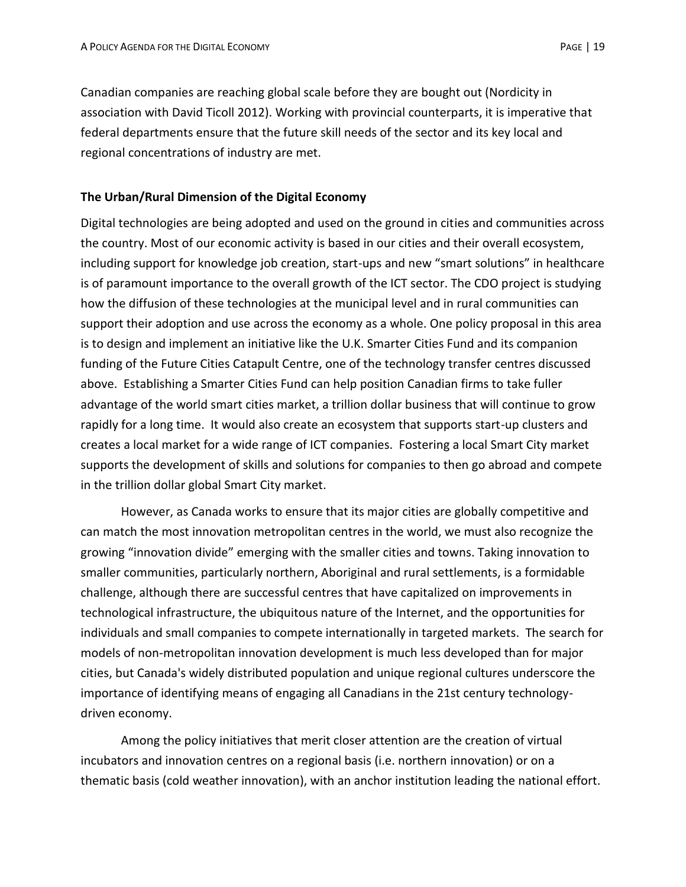Canadian companies are reaching global scale before they are bought out (Nordicity in association with David Ticoll 2012). Working with provincial counterparts, it is imperative that federal departments ensure that the future skill needs of the sector and its key local and regional concentrations of industry are met.

**The Urban/Rural Dimension of the Digital Economy**

Digital technologies are being adopted and used on the ground in cities and communities across the country. Most of our economic activity is based in our cities and their overall ecosystem, including support for knowledge job creation, start-ups and new "smart solutions" in healthcare is of paramount importance to the overall growth of the ICT sector. The CDO project is studying how the diffusion of these technologies at the municipal level and in rural communities can support their adoption and use across the economy as a whole. One policy proposal in this area is to design and implement an initiative like the U.K. Smarter Cities Fund and its companion funding of the Future Cities Catapult Centre, one of the technology transfer centres discussed above. Establishing a Smarter Cities Fund can help position Canadian firms to take fuller advantage of the world smart cities market, a trillion dollar business that will continue to grow rapidly for a long time. It would also create an ecosystem that supports start-up clusters and creates a local market for a wide range of ICT companies. Fostering a local Smart City market supports the development of skills and solutions for companies to then go abroad and compete in the trillion dollar global Smart City market.

However, as Canada works to ensure that its major cities are globally competitive and can match the most innovation metropolitan centres in the world, we must also recognize the growing "innovation divide" emerging with the smaller cities and towns. Taking innovation to smaller communities, particularly northern, Aboriginal and rural settlements, is a formidable challenge, although there are successful centres that have capitalized on improvements in technological infrastructure, the ubiquitous nature of the Internet, and the opportunities for individuals and small companies to compete internationally in targeted markets. The search for models of non-metropolitan innovation development is much less developed than for major cities, but Canada's widely distributed population and unique regional cultures underscore the importance of identifying means of engaging all Canadians in the 21st century technology-driven economy.

Among the policy initiatives that merit closer attention are the creation of virtual incubators and innovation centres on a regional basis (i.e. northern innovation) or on a thematic basis (cold weather innovation), with an anchor institution leading the national effort.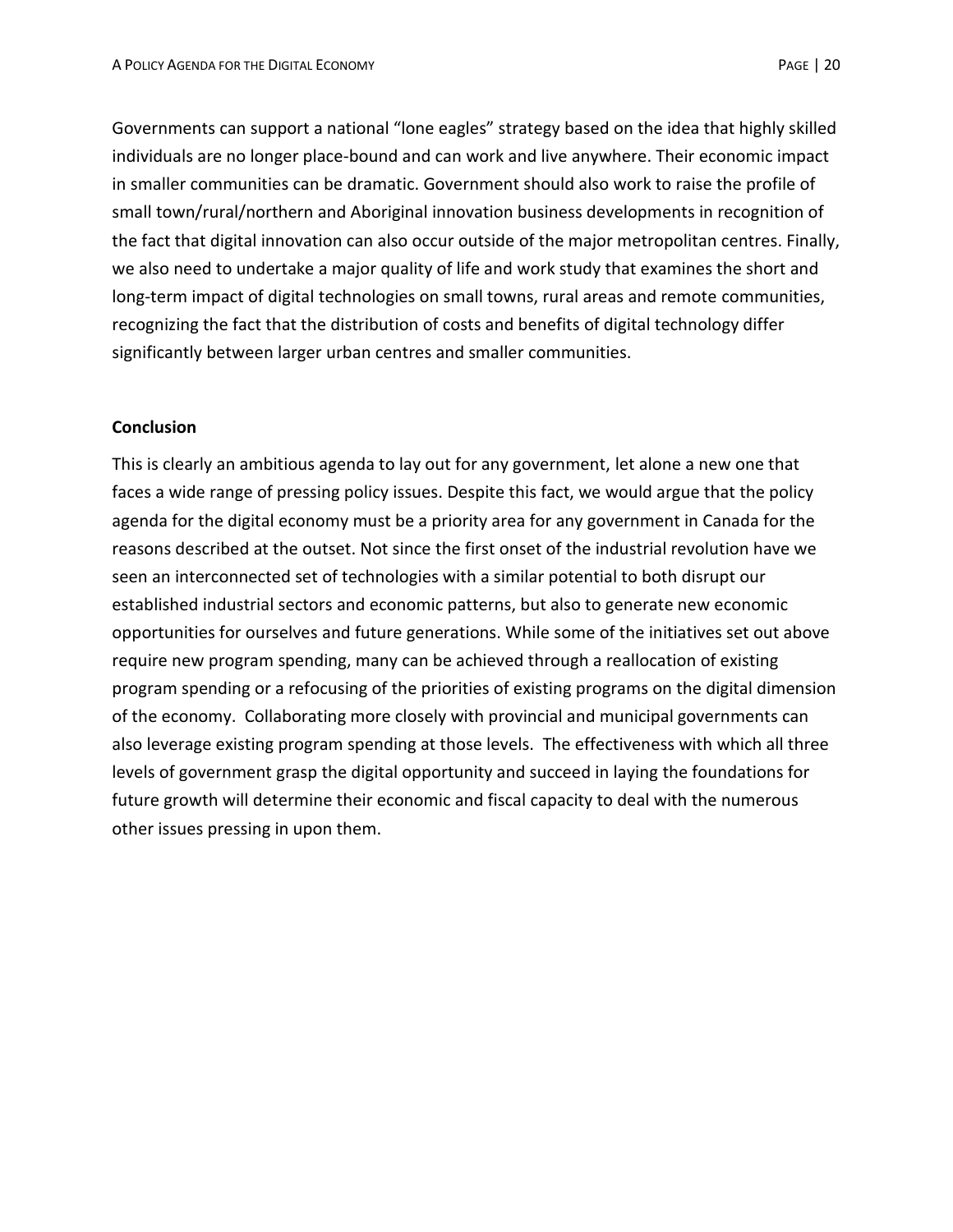Governments can support a national "lone eagles" strategy based on the idea that highly skilled individuals are no longer place-bound and can work and live anywhere. Their economic impact in smaller communities can be dramatic. Government should also work to raise the profile of small town/rural/northern and Aboriginal innovation business developments in recognition of the fact that digital innovation can also occur outside of the major metropolitan centres. Finally, we also need to undertake a major quality of life and work study that examines the short and long-term impact of digital technologies on small towns, rural areas and remote communities, recognizing the fact that the distribution of costs and benefits of digital technology differ significantly between larger urban centres and smaller communities.

**Conclusion**

This is clearly an ambitious agenda to lay out for any government, let alone a new one that faces a wide range of pressing policy issues. Despite this fact, we would argue that the policy agenda for the digital economy must be a priority area for any government in Canada for the reasons described at the outset. Not since the first onset of the industrial revolution have we seen an interconnected set of technologies with a similar potential to both disrupt our established industrial sectors and economic patterns, but also to generate new economic opportunities for ourselves and future generations. While some of the initiatives set out above require new program spending, many can be achieved through a reallocation of existing program spending or a refocusing of the priorities of existing programs on the digital dimension of the economy. Collaborating more closely with provincial and municipal governments can also leverage existing program spending at those levels. The effectiveness with which all three levels of government grasp the digital opportunity and succeed in laying the foundations for future growth will determine their economic and fiscal capacity to deal with the numerous other issues pressing in upon them.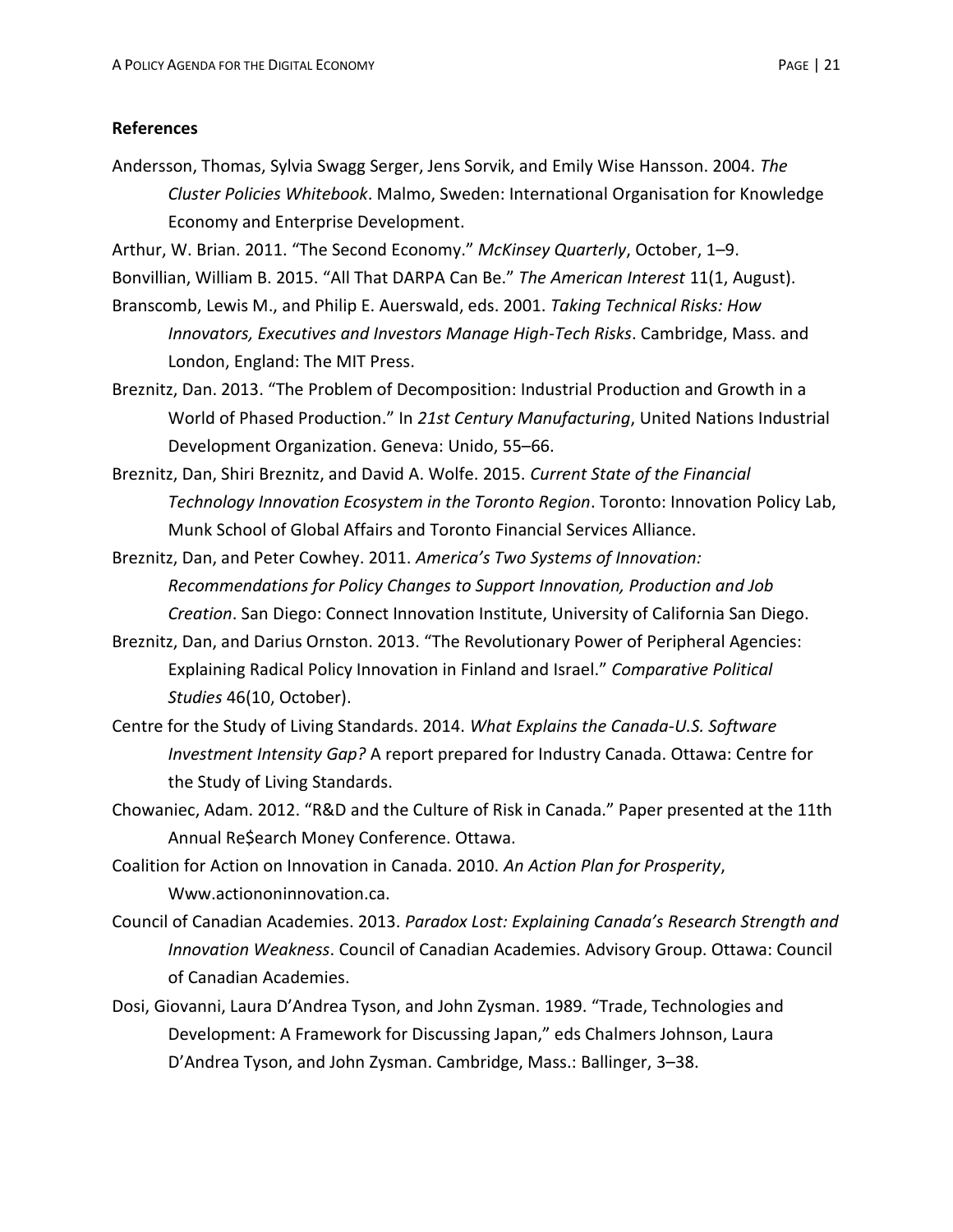## References

Andersson, Thomas, Sylvia Swagg Serger, Jens Sorvik, and Emily Wise Hansson. 2004. *The Cluster Policies Whitebook*. Malmo, Sweden: International Organisation for Knowledge Economy and Enterprise Development.

Arthur, W. Brian. 2011. "The Second Economy." *McKinsey Quarterly*, October, 1–9.

Bonvillian, William B. 2015. "All That DARPA Can Be." *The American Interest* 11(1, August).

Branscomb, Lewis M., and Philip E. Auerswald, eds. 2001. *Taking Technical Risks: How Innovators, Executives and Investors Manage High-Tech Risks*. Cambridge, Mass. and London, England: The MIT Press.

Breznitz, Dan. 2013. "The Problem of Decomposition: Industrial Production and Growth in a World of Phased Production." In *21st Century Manufacturing*, United Nations Industrial Development Organization. Geneva: Unido, 55–66.

Breznitz, Dan, Shiri Breznitz, and David A. Wolfe. 2015. *Current State of the Financial Technology Innovation Ecosystem in the Toronto Region*. Toronto: Innovation Policy Lab, Munk School of Global Affairs and Toronto Financial Services Alliance.

Breznitz, Dan, and Peter Cowhey. 2011. *America's Two Systems of Innovation: Recommendations for Policy Changes to Support Innovation, Production and Job Creation*. San Diego: Connect Innovation Institute, University of California San Diego.

Breznitz, Dan, and Darius Ornston. 2013. "The Revolutionary Power of Peripheral Agencies: Explaining Radical Policy Innovation in Finland and Israel." *Comparative Political Studies* 46(10, October).

Centre for the Study of Living Standards. 2014. *What Explains the Canada-U.S. Software Investment Intensity Gap?* A report prepared for Industry Canada. Ottawa: Centre for the Study of Living Standards.

Chowaniec, Adam. 2012. "R&D and the Culture of Risk in Canada." Paper presented at the 11th Annual Re$earch Money Conference. Ottawa.

Coalition for Action on Innovation in Canada. 2010. *An Action Plan for Prosperity*, Www.actiononinnovation.ca.

Council of Canadian Academies. 2013. *Paradox Lost: Explaining Canada's Research Strength and Innovation Weakness*. Council of Canadian Academies. Advisory Group. Ottawa: Council of Canadian Academies.

Dosi, Giovanni, Laura D'Andrea Tyson, and John Zysman. 1989. "Trade, Technologies and Development: A Framework for Discussing Japan," eds Chalmers Johnson, Laura D'Andrea Tyson, and John Zysman. Cambridge, Mass.: Ballinger, 3–38.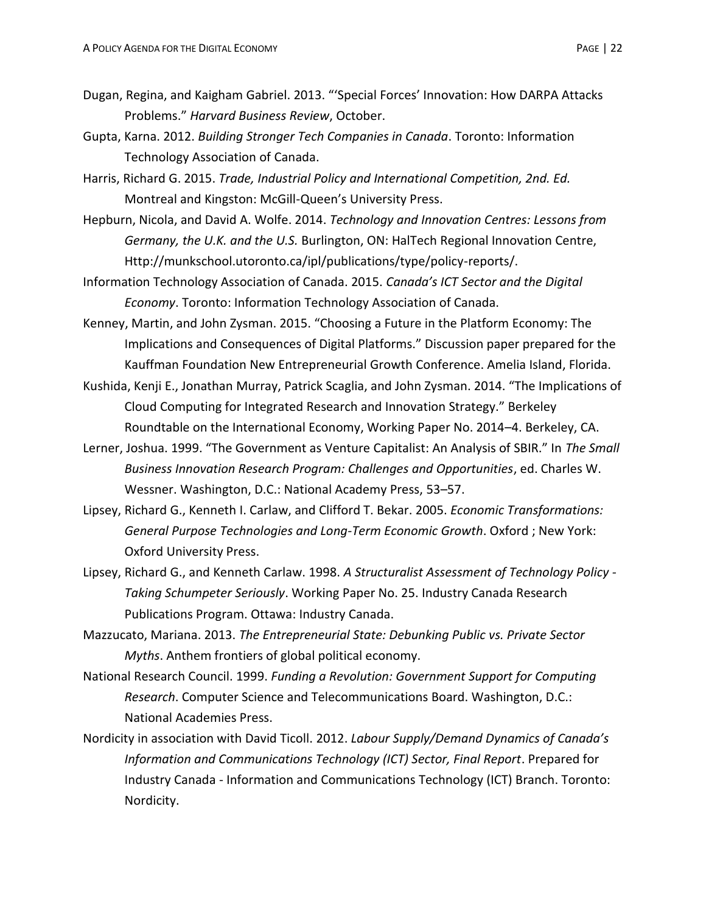Dugan, Regina, and Kaigham Gabriel. 2013. "'Special Forces' Innovation: How DARPA Attacks Problems." *Harvard Business Review*, October.

Gupta, Karna. 2012. *Building Stronger Tech Companies in Canada*. Toronto: Information Technology Association of Canada.

Harris, Richard G. 2015. *Trade, Industrial Policy and International Competition, 2nd. Ed.* Montreal and Kingston: McGill-Queen's University Press.

Hepburn, Nicola, and David A. Wolfe. 2014. *Technology and Innovation Centres: Lessons from Germany, the U.K. and the U.S.* Burlington, ON: HalTech Regional Innovation Centre, Http://munkschool.utoronto.ca/ipl/publications/type/policy-reports/.

Information Technology Association of Canada. 2015. *Canada's ICT Sector and the Digital Economy*. Toronto: Information Technology Association of Canada.

Kenney, Martin, and John Zysman. 2015. "Choosing a Future in the Platform Economy: The Implications and Consequences of Digital Platforms." Discussion paper prepared for the Kauffman Foundation New Entrepreneurial Growth Conference. Amelia Island, Florida.

Kushida, Kenji E., Jonathan Murray, Patrick Scaglia, and John Zysman. 2014. "The Implications of Cloud Computing for Integrated Research and Innovation Strategy." Berkeley Roundtable on the International Economy, Working Paper No. 2014–4. Berkeley, CA.

Lerner, Joshua. 1999. "The Government as Venture Capitalist: An Analysis of SBIR." In *The Small Business Innovation Research Program: Challenges and Opportunities*, ed. Charles W. Wessner. Washington, D.C.: National Academy Press, 53–57.

Lipsey, Richard G., Kenneth I. Carlaw, and Clifford T. Bekar. 2005. *Economic Transformations: General Purpose Technologies and Long-Term Economic Growth*. Oxford ; New York: Oxford University Press.

Lipsey, Richard G., and Kenneth Carlaw. 1998. *A Structuralist Assessment of Technology Policy - Taking Schumpeter Seriously*. Working Paper No. 25. Industry Canada Research Publications Program. Ottawa: Industry Canada.

Mazzucato, Mariana. 2013. *The Entrepreneurial State: Debunking Public vs. Private Sector Myths*. Anthem frontiers of global political economy.

National Research Council. 1999. *Funding a Revolution: Government Support for Computing Research*. Computer Science and Telecommunications Board. Washington, D.C.: National Academies Press.

Nordicity in association with David Ticoll. 2012. *Labour Supply/Demand Dynamics of Canada's Information and Communications Technology (ICT) Sector, Final Report*. Prepared for Industry Canada - Information and Communications Technology (ICT) Branch. Toronto: Nordicity.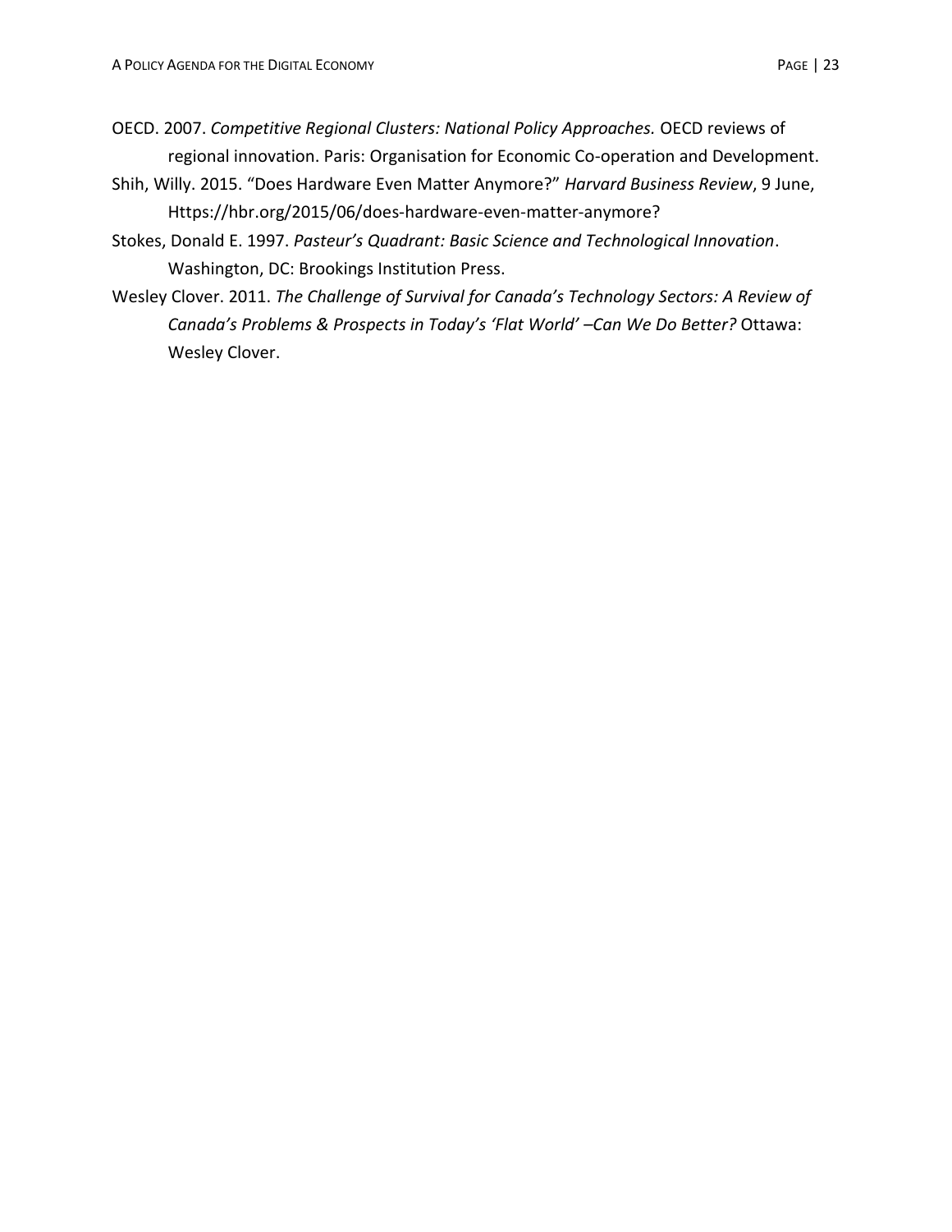OECD. 2007. *Competitive Regional Clusters: National Policy Approaches.* OECD reviews of regional innovation. Paris: Organisation for Economic Co-operation and Development.

Shih, Willy. 2015. "Does Hardware Even Matter Anymore?" *Harvard Business Review*, 9 June, Https://hbr.org/2015/06/does-hardware-even-matter-anymore?

Stokes, Donald E. 1997. *Pasteur's Quadrant: Basic Science and Technological Innovation*. Washington, DC: Brookings Institution Press.

Wesley Clover. 2011. *The Challenge of Survival for Canada's Technology Sectors: A Review of Canada's Problems & Prospects in Today's 'Flat World' –Can We Do Better?* Ottawa: Wesley Clover.